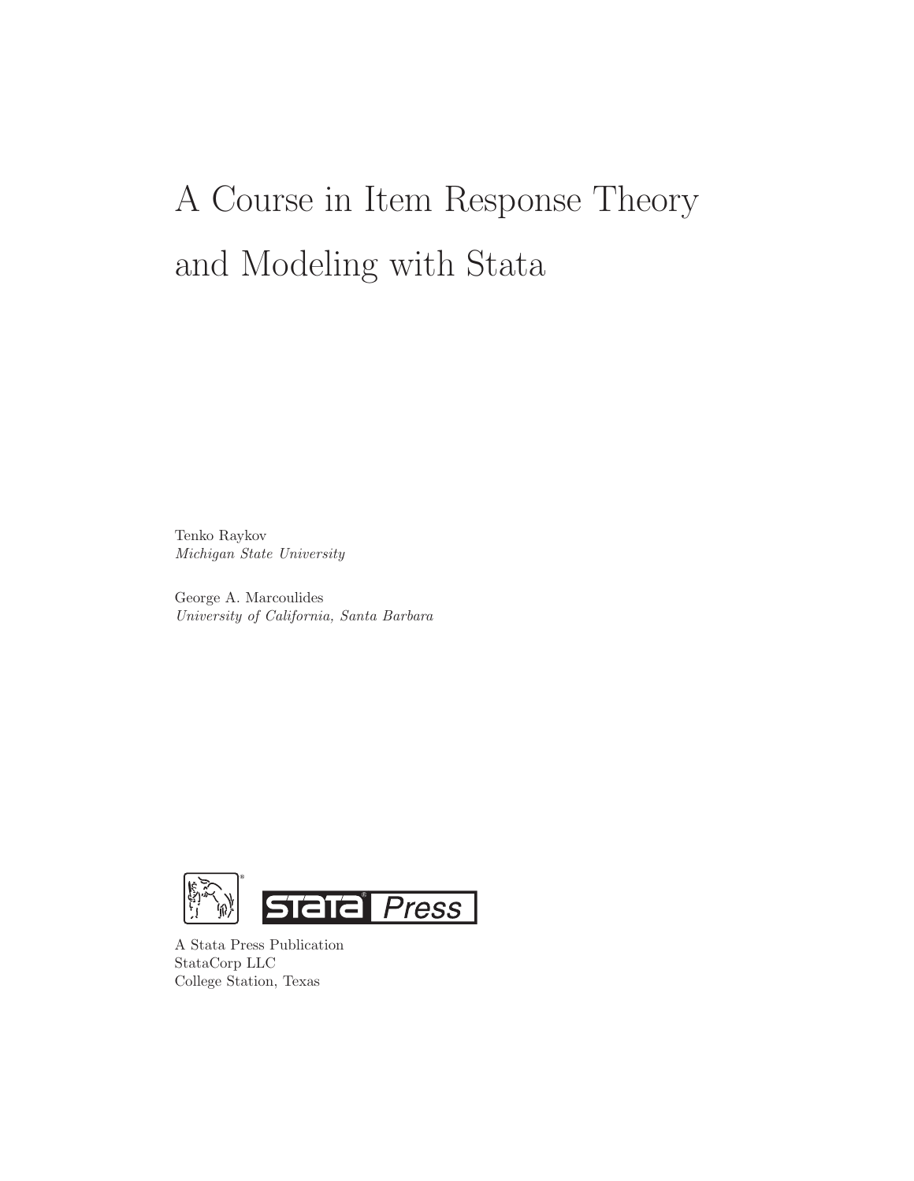# A Course in Item Response Theory and Modeling with Stata

Tenko Raykov
*Michigan State University*

George A. Marcoulides
*University of California, Santa Barbara*

A Stata Press Publication
StataCorp LLC
College Station, Texas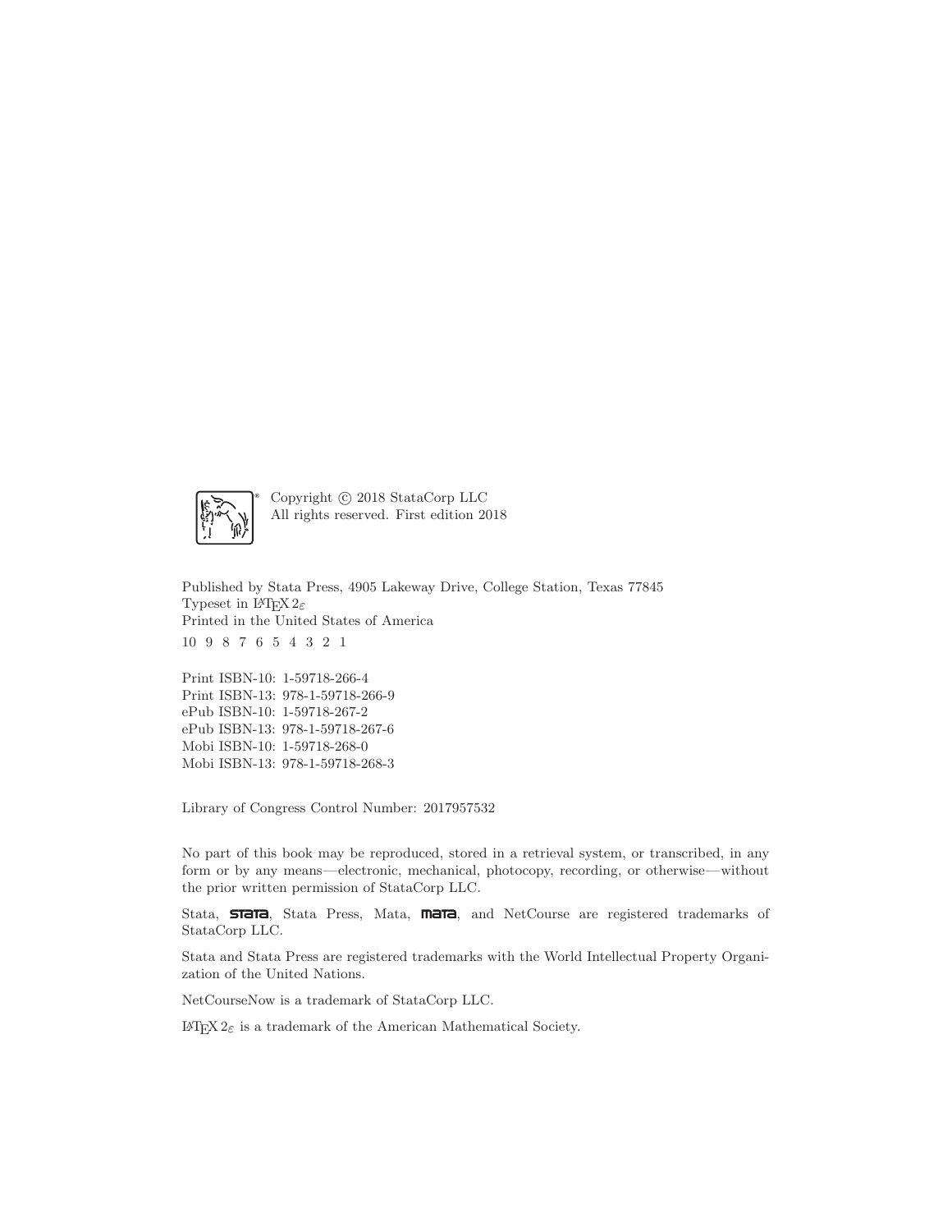Copyright © 2018 StataCorp LLC
All rights reserved. First edition 2018

Published by Stata Press, 4905 Lakeway Drive, College Station, Texas 77845
Typeset in $\LaTeX 2_\varepsilon$
Printed in the United States of America

10 9 8 7 6 5 4 3 2 1

Print ISBN-10: 1-59718-266-4
Print ISBN-13: 978-1-59718-266-9
ePub ISBN-10: 1-59718-267-2
ePub ISBN-13: 978-1-59718-267-6
Mobi ISBN-10: 1-59718-268-0
Mobi ISBN-13: 978-1-59718-268-3

Library of Congress Control Number: 2017957532

No part of this book may be reproduced, stored in a retrieval system, or transcribed, in any form or by any means—electronic, mechanical, photocopy, recording, or otherwise—without the prior written permission of StataCorp LLC.

Stata, **stata**, Stata Press, Mata, **mata**, and NetCourse are registered trademarks of StataCorp LLC.

Stata and Stata Press are registered trademarks with the World Intellectual Property Organization of the United Nations.

NetCourseNow is a trademark of StataCorp LLC.

$\LaTeX 2_\varepsilon$ is a trademark of the American Mathematical Society.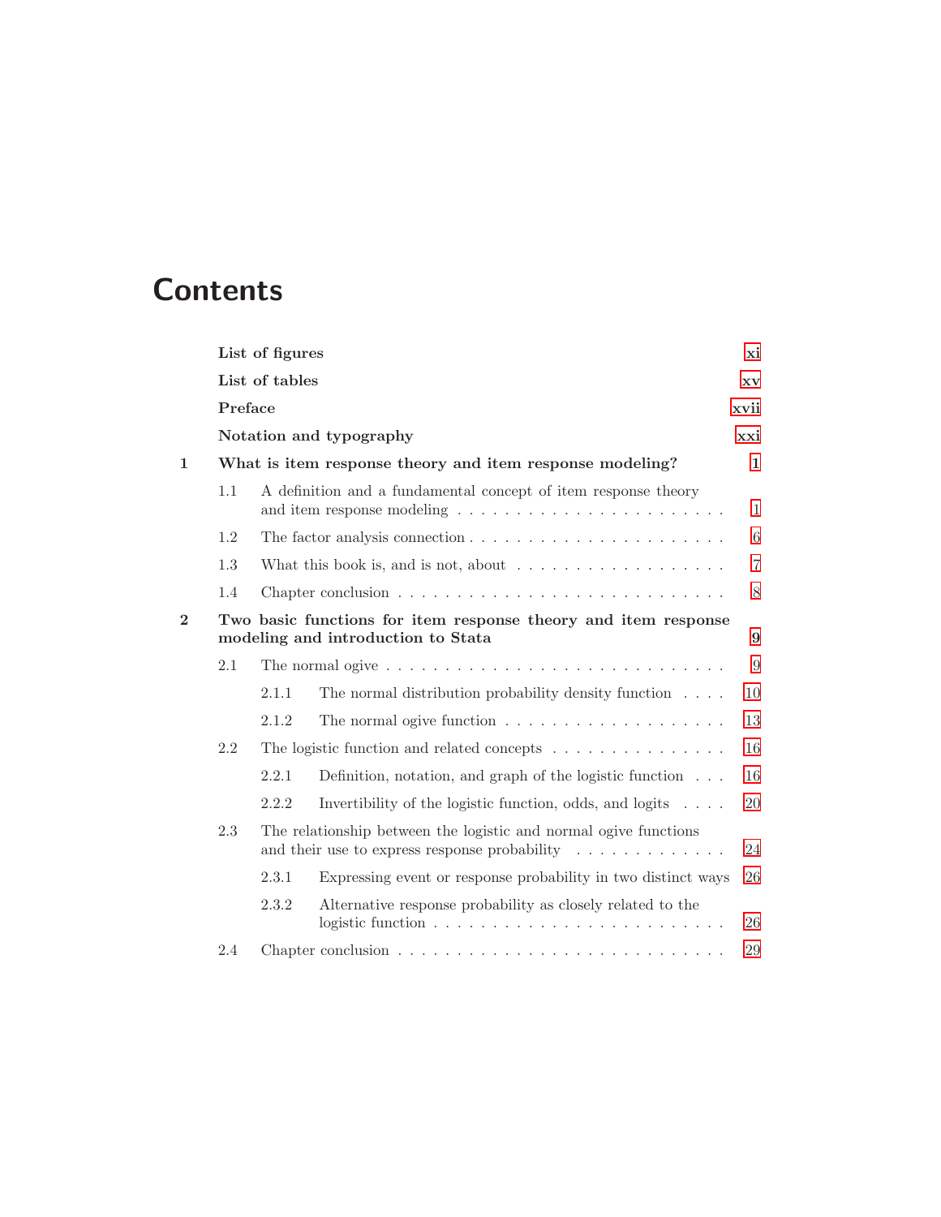# Contents

| | | |
|---|---|---|
| | **List of figures** | **xi** |
| | **List of tables** | **xv** |
| | **Preface** | **xvii** |
| | **Notation and typography** | **xxi** |
| **1** | **What is item response theory and item response modeling?** | **1** |
| 1.1 | A definition and a fundamental concept of item response theory and item response modeling | 1 |
| 1.2 | The factor analysis connection | 6 |
| 1.3 | What this book is, and is not, about | 7 |
| 1.4 | Chapter conclusion | 8 |
| **2** | **Two basic functions for item response theory and item response modeling and introduction to Stata** | **9** |
| 2.1 | The normal ogive | 9 |
| 2.1.1 | The normal distribution probability density function | 10 |
| 2.1.2 | The normal ogive function | 13 |
| 2.2 | The logistic function and related concepts | 16 |
| 2.2.1 | Definition, notation, and graph of the logistic function | 16 |
| 2.2.2 | Invertibility of the logistic function, odds, and logits | 20 |
| 2.3 | The relationship between the logistic and normal ogive functions and their use to express response probability | 24 |
| 2.3.1 | Expressing event or response probability in two distinct ways | 26 |
| 2.3.2 | Alternative response probability as closely related to the logistic function | 26 |
| 2.4 | Chapter conclusion | 29 |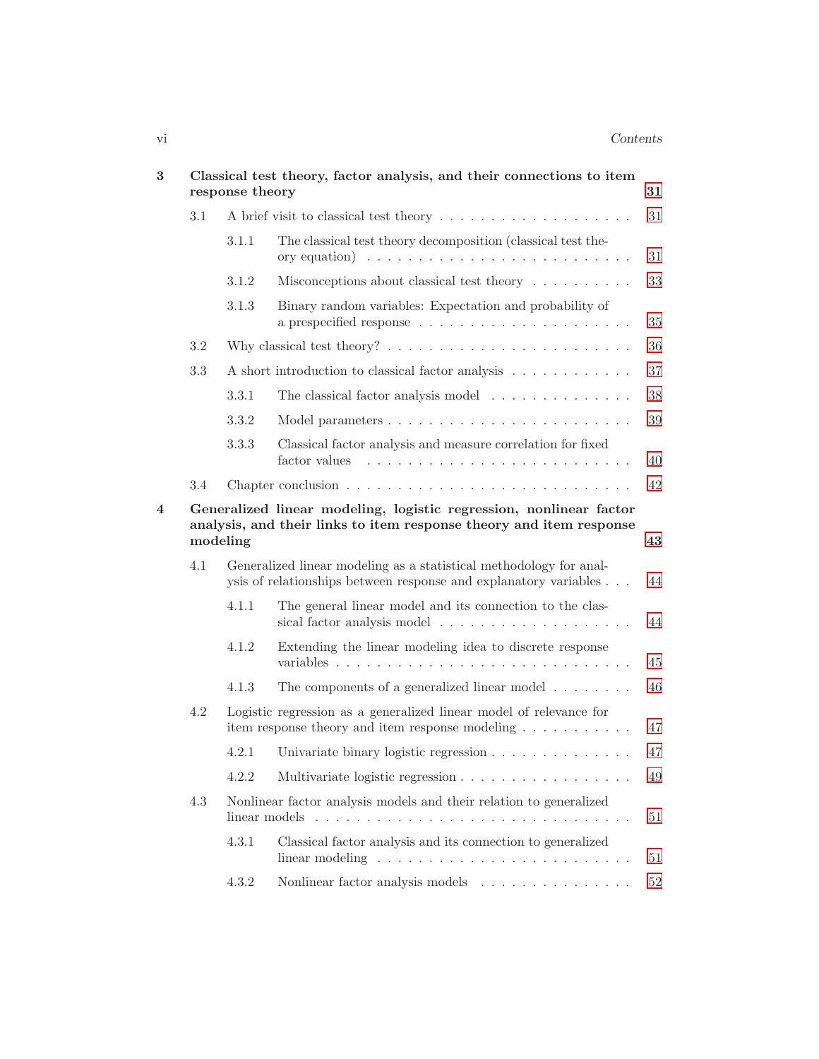**3 Classical test theory, factor analysis, and their connections to item response theory** — 31

- 3.1 A brief visit to classical test theory . . . . . 31
  - 3.1.1 The classical test theory decomposition (classical test theory equation) . . . . . 31
  - 3.1.2 Misconceptions about classical test theory . . . . . 33
  - 3.1.3 Binary random variables: Expectation and probability of a prespecified response . . . . . 35
- 3.2 Why classical test theory? . . . . . 36
- 3.3 A short introduction to classical factor analysis . . . . . 37
  - 3.3.1 The classical factor analysis model . . . . . 38
  - 3.3.2 Model parameters . . . . . 39
  - 3.3.3 Classical factor analysis and measure correlation for fixed factor values . . . . . 40
- 3.4 Chapter conclusion . . . . . 42

**4 Generalized linear modeling, logistic regression, nonlinear factor analysis, and their links to item response theory and item response modeling** — 43

- 4.1 Generalized linear modeling as a statistical methodology for analysis of relationships between response and explanatory variables . . . . . 44
  - 4.1.1 The general linear model and its connection to the classical factor analysis model . . . . . 44
  - 4.1.2 Extending the linear modeling idea to discrete response variables . . . . . 45
  - 4.1.3 The components of a generalized linear model . . . . . 46
- 4.2 Logistic regression as a generalized linear model of relevance for item response theory and item response modeling . . . . . 47
  - 4.2.1 Univariate binary logistic regression . . . . . 47
  - 4.2.2 Multivariate logistic regression . . . . . 49
- 4.3 Nonlinear factor analysis models and their relation to generalized linear models . . . . . 51
  - 4.3.1 Classical factor analysis and its connection to generalized linear modeling . . . . . 51
  - 4.3.2 Nonlinear factor analysis models . . . . . 52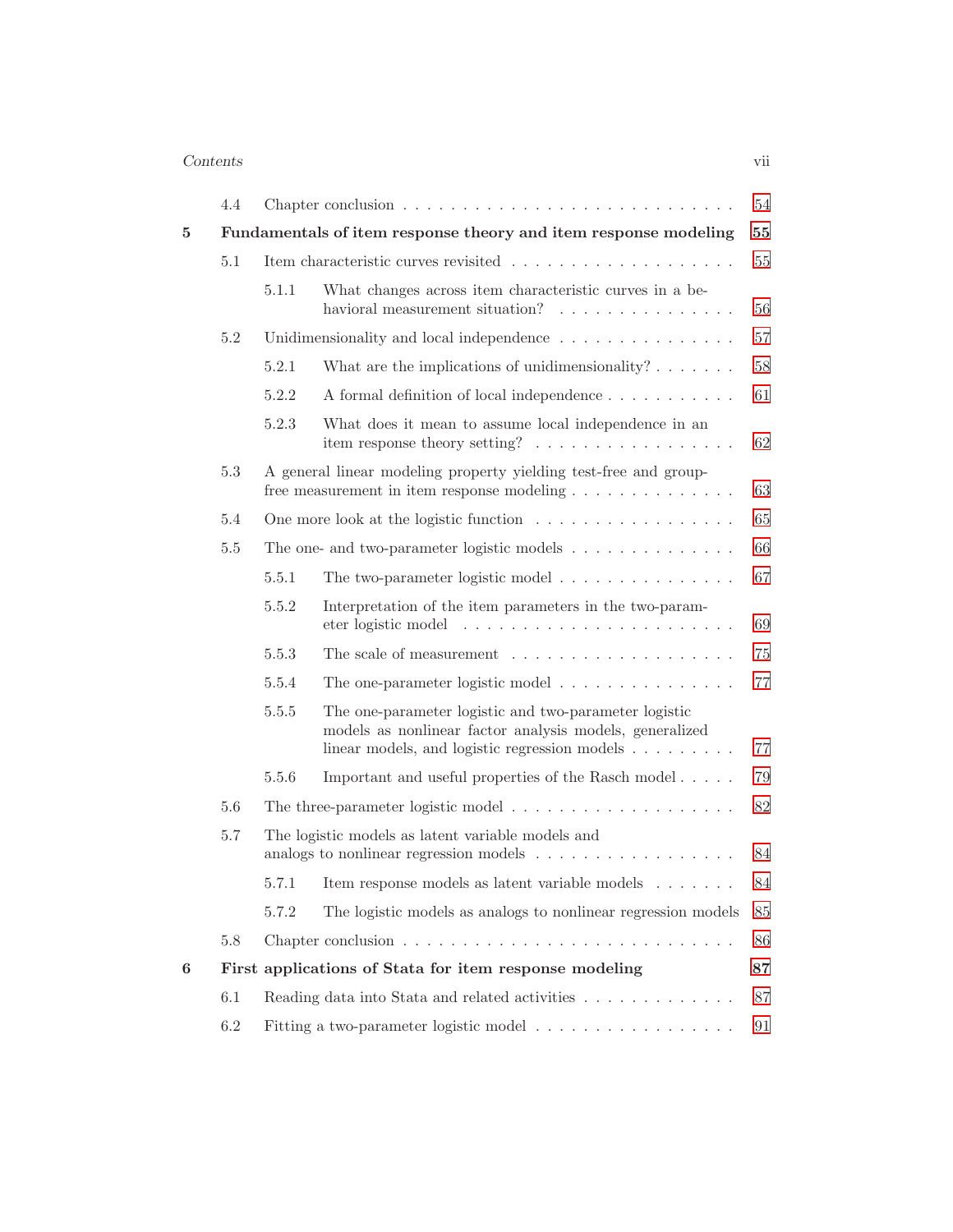4.4 Chapter conclusion . . . . . . . . . . . . . . . . . . . . . . . . . . . . 54

**5 Fundamentals of item response theory and item response modeling 55**

5.1 Item characteristic curves revisited . . . . . . . . . . . . . . . . . . . . 55

5.1.1 What changes across item characteristic curves in a behavioral measurement situation? . . . . . . . . . . . . . . . 56

5.2 Unidimensionality and local independence . . . . . . . . . . . . . . . 57

5.2.1 What are the implications of unidimensionality? . . . . . . . 58

5.2.2 A formal definition of local independence . . . . . . . . . . . 61

5.2.3 What does it mean to assume local independence in an item response theory setting? . . . . . . . . . . . . . . . . . . 62

5.3 A general linear modeling property yielding test-free and group-free measurement in item response modeling . . . . . . . . . . . . . . 63

5.4 One more look at the logistic function . . . . . . . . . . . . . . . . . 65

5.5 The one- and two-parameter logistic models . . . . . . . . . . . . . . 66

5.5.1 The two-parameter logistic model . . . . . . . . . . . . . . . 67

5.5.2 Interpretation of the item parameters in the two-parameter logistic model . . . . . . . . . . . . . . . . . . . . . . . 69

5.5.3 The scale of measurement . . . . . . . . . . . . . . . . . . . 75

5.5.4 The one-parameter logistic model . . . . . . . . . . . . . . . 77

5.5.5 The one-parameter logistic and two-parameter logistic models as nonlinear factor analysis models, generalized linear models, and logistic regression models . . . . . . . . . 77

5.5.6 Important and useful properties of the Rasch model . . . . . 79

5.6 The three-parameter logistic model . . . . . . . . . . . . . . . . . . . 82

5.7 The logistic models as latent variable models and analogs to nonlinear regression models . . . . . . . . . . . . . . . . . 84

5.7.1 Item response models as latent variable models . . . . . . . 84

5.7.2 The logistic models as analogs to nonlinear regression models 85

5.8 Chapter conclusion . . . . . . . . . . . . . . . . . . . . . . . . . . . . 86

**6 First applications of Stata for item response modeling 87**

6.1 Reading data into Stata and related activities . . . . . . . . . . . . . 87

6.2 Fitting a two-parameter logistic model . . . . . . . . . . . . . . . . . 91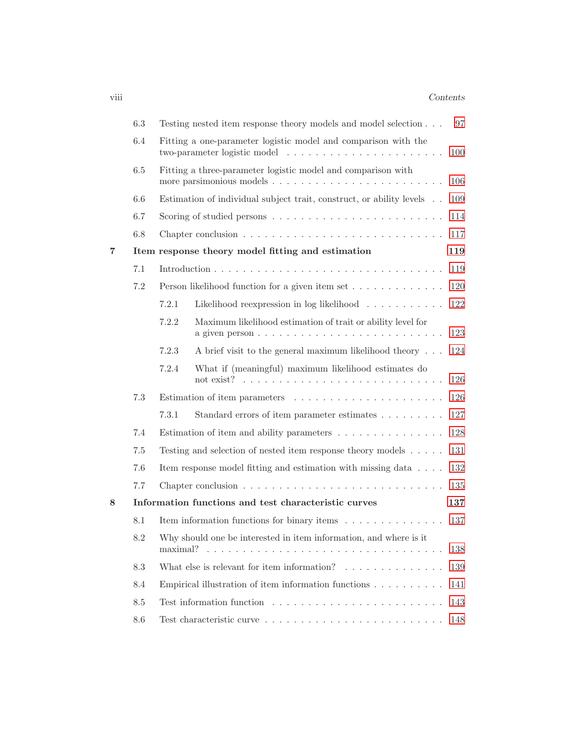| | | |
|---|---|---|
| 6.3 | Testing nested item response theory models and model selection | 97 |
| 6.4 | Fitting a one-parameter logistic model and comparison with the two-parameter logistic model | 100 |
| 6.5 | Fitting a three-parameter logistic model and comparison with more parsimonious models | 106 |
| 6.6 | Estimation of individual subject trait, construct, or ability levels | 109 |
| 6.7 | Scoring of studied persons | 114 |
| 6.8 | Chapter conclusion | 117 |

**7 Item response theory model fitting and estimation** **119**

| | | |
|---|---|---|
| 7.1 | Introduction | 119 |
| 7.2 | Person likelihood function for a given item set | 120 |
| 7.2.1 | Likelihood reexpression in log likelihood | 122 |
| 7.2.2 | Maximum likelihood estimation of trait or ability level for a given person | 123 |
| 7.2.3 | A brief visit to the general maximum likelihood theory | 124 |
| 7.2.4 | What if (meaningful) maximum likelihood estimates do not exist? | 126 |
| 7.3 | Estimation of item parameters | 126 |
| 7.3.1 | Standard errors of item parameter estimates | 127 |
| 7.4 | Estimation of item and ability parameters | 128 |
| 7.5 | Testing and selection of nested item response theory models | 131 |
| 7.6 | Item response model fitting and estimation with missing data | 132 |
| 7.7 | Chapter conclusion | 135 |

**8 Information functions and test characteristic curves** **137**

| | | |
|---|---|---|
| 8.1 | Item information functions for binary items | 137 |
| 8.2 | Why should one be interested in item information, and where is it maximal? | 138 |
| 8.3 | What else is relevant for item information? | 139 |
| 8.4 | Empirical illustration of item information functions | 141 |
| 8.5 | Test information function | 143 |
| 8.6 | Test characteristic curve | 148 |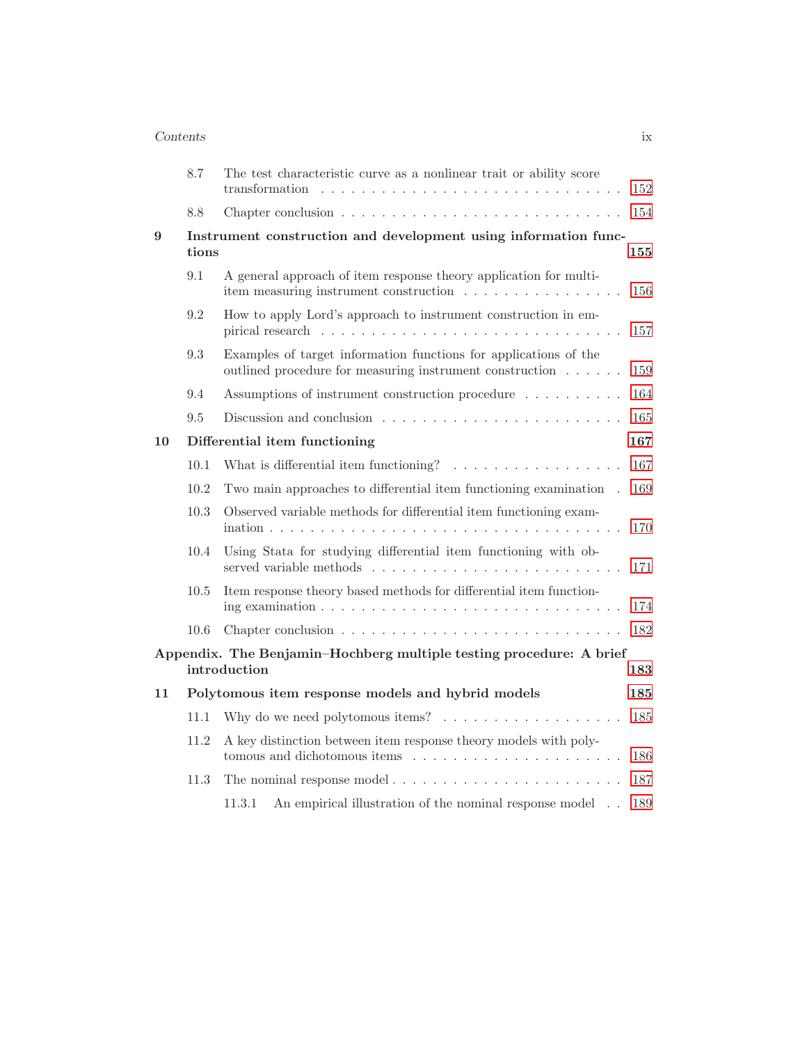8.7 The test characteristic curve as a nonlinear trait or ability score transformation . . . . . . . . . . . . . . . . . . . . . . . . . . . . . . 152

8.8 Chapter conclusion . . . . . . . . . . . . . . . . . . . . . . . . . . . 154

**9 Instrument construction and development using information functions 155**

9.1 A general approach of item response theory application for multi-item measuring instrument construction . . . . . . . . . . . . . . . . 156

9.2 How to apply Lord's approach to instrument construction in empirical research . . . . . . . . . . . . . . . . . . . . . . . . . . . . . 157

9.3 Examples of target information functions for applications of the outlined procedure for measuring instrument construction . . . . . . 159

9.4 Assumptions of instrument construction procedure . . . . . . . . . . 164

9.5 Discussion and conclusion . . . . . . . . . . . . . . . . . . . . . . . 165

**10 Differential item functioning 167**

10.1 What is differential item functioning? . . . . . . . . . . . . . . . . . 167

10.2 Two main approaches to differential item functioning examination . 169

10.3 Observed variable methods for differential item functioning examination . . . . . . . . . . . . . . . . . . . . . . . . . . . . . . . . . . . 170

10.4 Using Stata for studying differential item functioning with observed variable methods . . . . . . . . . . . . . . . . . . . . . . . . . 171

10.5 Item response theory based methods for differential item functioning examination . . . . . . . . . . . . . . . . . . . . . . . . . . . . . 174

10.6 Chapter conclusion . . . . . . . . . . . . . . . . . . . . . . . . . . . 182

**Appendix. The Benjamin–Hochberg multiple testing procedure: A brief introduction 183**

**11 Polytomous item response models and hybrid models 185**

11.1 Why do we need polytomous items? . . . . . . . . . . . . . . . . . . 185

11.2 A key distinction between item response theory models with polytomous and dichotomous items . . . . . . . . . . . . . . . . . . . . . 186

11.3 The nominal response model . . . . . . . . . . . . . . . . . . . . . . 187

11.3.1 An empirical illustration of the nominal response model . . 189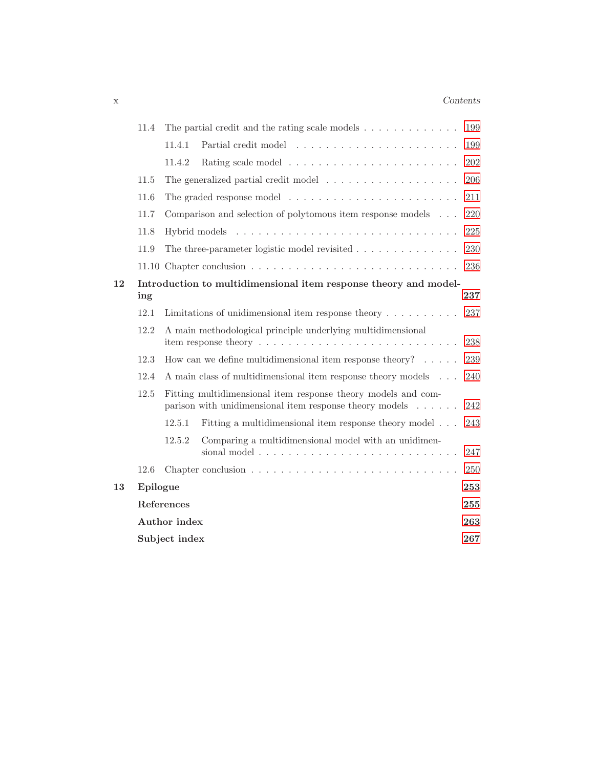| | | | |
|---|---|---|---|
| | 11.4 | The partial credit and the rating scale models | 199 |
| | | 11.4.1 Partial credit model | 199 |
| | | 11.4.2 Rating scale model | 202 |
| | 11.5 | The generalized partial credit model | 206 |
| | 11.6 | The graded response model | 211 |
| | 11.7 | Comparison and selection of polytomous item response models | 220 |
| | 11.8 | Hybrid models | 225 |
| | 11.9 | The three-parameter logistic model revisited | 230 |
| | 11.10 | Chapter conclusion | 236 |
| **12** | **Introduction to multidimensional item response theory and modeling** | | **237** |
| | 12.1 | Limitations of unidimensional item response theory | 237 |
| | 12.2 | A main methodological principle underlying multidimensional item response theory | 238 |
| | 12.3 | How can we define multidimensional item response theory? | 239 |
| | 12.4 | A main class of multidimensional item response theory models | 240 |
| | 12.5 | Fitting multidimensional item response theory models and comparison with unidimensional item response theory models | 242 |
| | | 12.5.1 Fitting a multidimensional item response theory model | 243 |
| | | 12.5.2 Comparing a multidimensional model with an unidimensional model | 247 |
| | 12.6 | Chapter conclusion | 250 |
| **13** | **Epilogue** | | **253** |
| | **References** | | **255** |
| | **Author index** | | **263** |
| | **Subject index** | | **267** |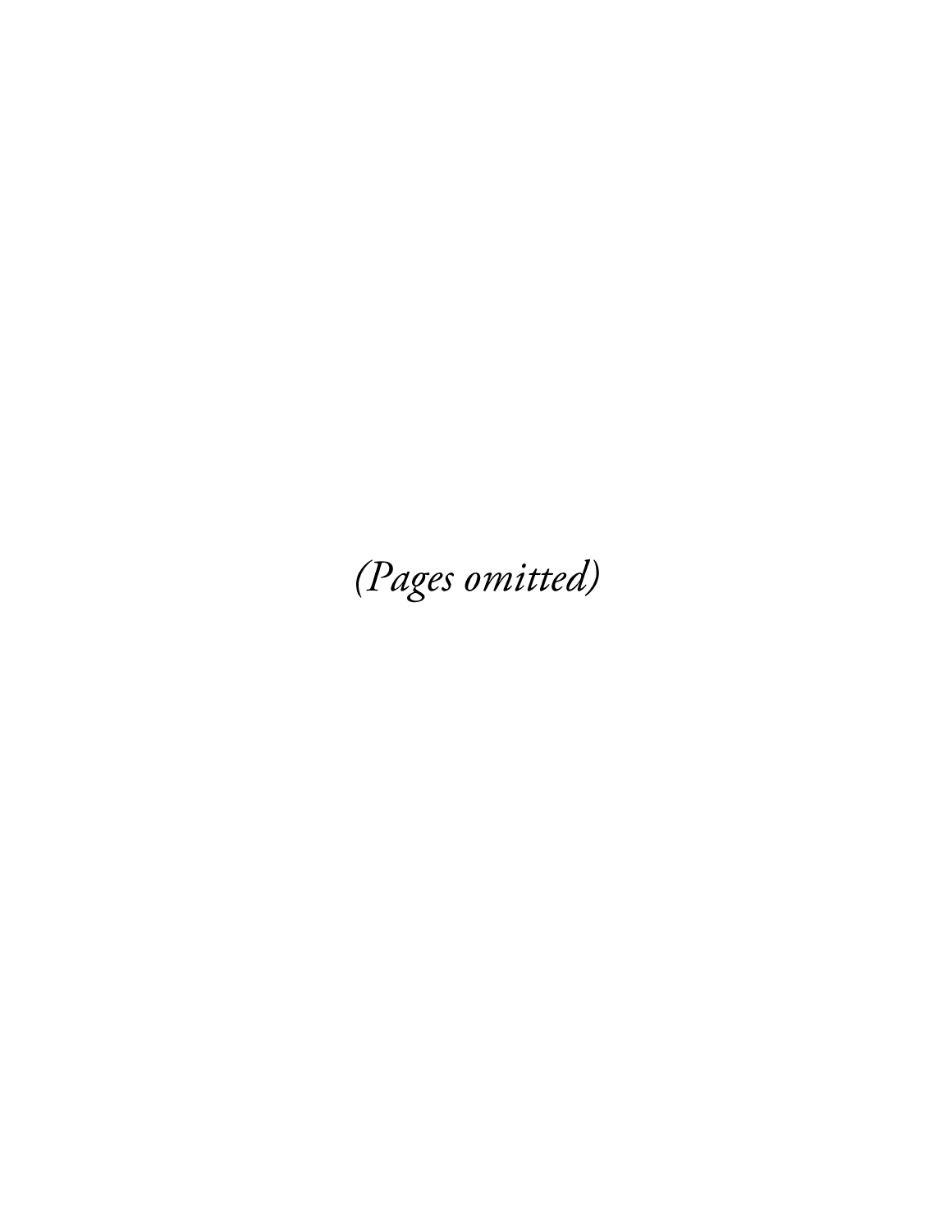*(Pages omitted)*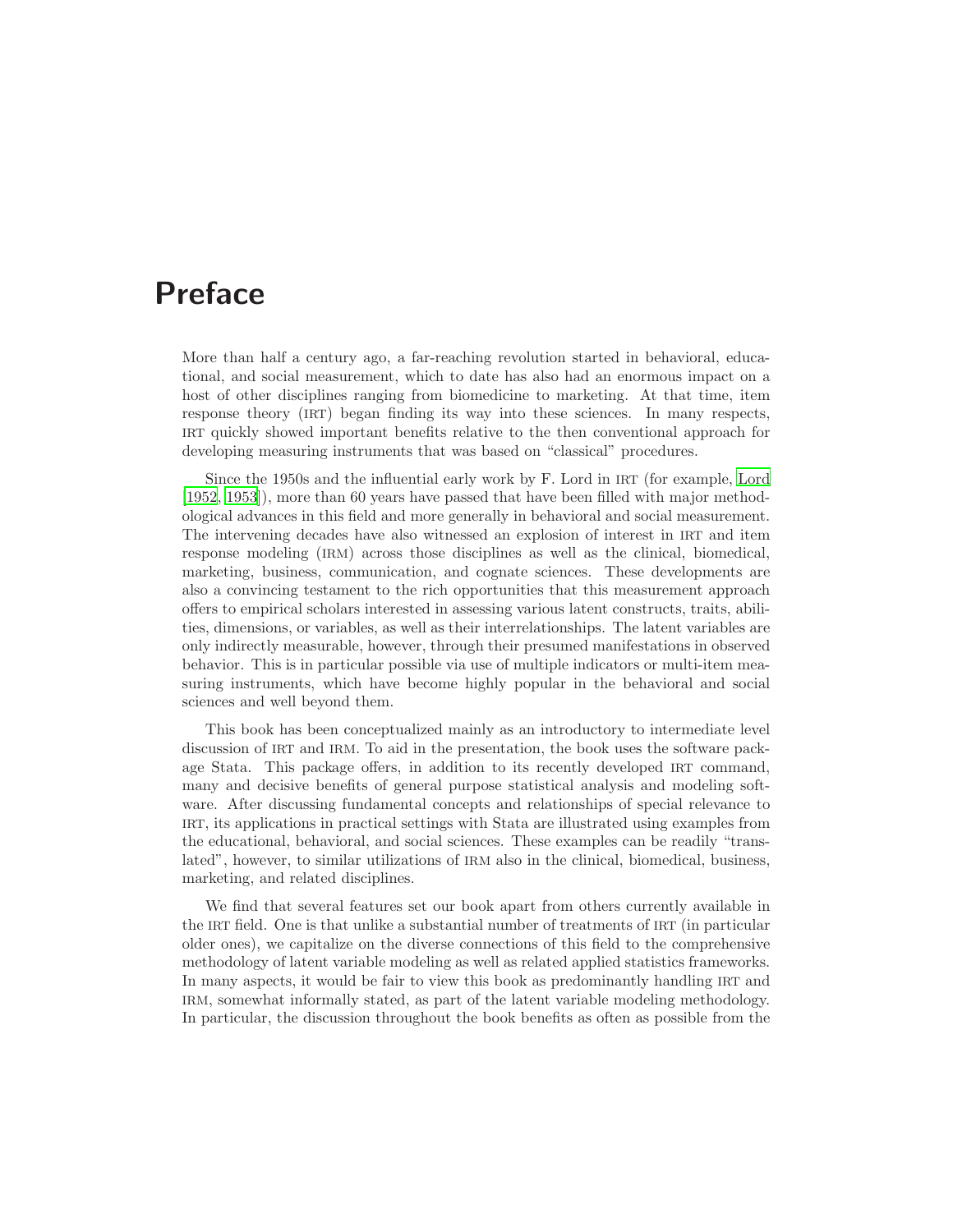# Preface

More than half a century ago, a far-reaching revolution started in behavioral, educational, and social measurement, which to date has also had an enormous impact on a host of other disciplines ranging from biomedicine to marketing. At that time, item response theory (IRT) began finding its way into these sciences. In many respects, IRT quickly showed important benefits relative to the then conventional approach for developing measuring instruments that was based on "classical" procedures.

Since the 1950s and the influential early work by F. Lord in IRT (for example, Lord [1952, 1953]), more than 60 years have passed that have been filled with major methodological advances in this field and more generally in behavioral and social measurement. The intervening decades have also witnessed an explosion of interest in IRT and item response modeling (IRM) across those disciplines as well as the clinical, biomedical, marketing, business, communication, and cognate sciences. These developments are also a convincing testament to the rich opportunities that this measurement approach offers to empirical scholars interested in assessing various latent constructs, traits, abilities, dimensions, or variables, as well as their interrelationships. The latent variables are only indirectly measurable, however, through their presumed manifestations in observed behavior. This is in particular possible via use of multiple indicators or multi-item measuring instruments, which have become highly popular in the behavioral and social sciences and well beyond them.

This book has been conceptualized mainly as an introductory to intermediate level discussion of IRT and IRM. To aid in the presentation, the book uses the software package Stata. This package offers, in addition to its recently developed IRT command, many and decisive benefits of general purpose statistical analysis and modeling software. After discussing fundamental concepts and relationships of special relevance to IRT, its applications in practical settings with Stata are illustrated using examples from the educational, behavioral, and social sciences. These examples can be readily "translated", however, to similar utilizations of IRM also in the clinical, biomedical, business, marketing, and related disciplines.

We find that several features set our book apart from others currently available in the IRT field. One is that unlike a substantial number of treatments of IRT (in particular older ones), we capitalize on the diverse connections of this field to the comprehensive methodology of latent variable modeling as well as related applied statistics frameworks. In many aspects, it would be fair to view this book as predominantly handling IRT and IRM, somewhat informally stated, as part of the latent variable modeling methodology. In particular, the discussion throughout the book benefits as often as possible from the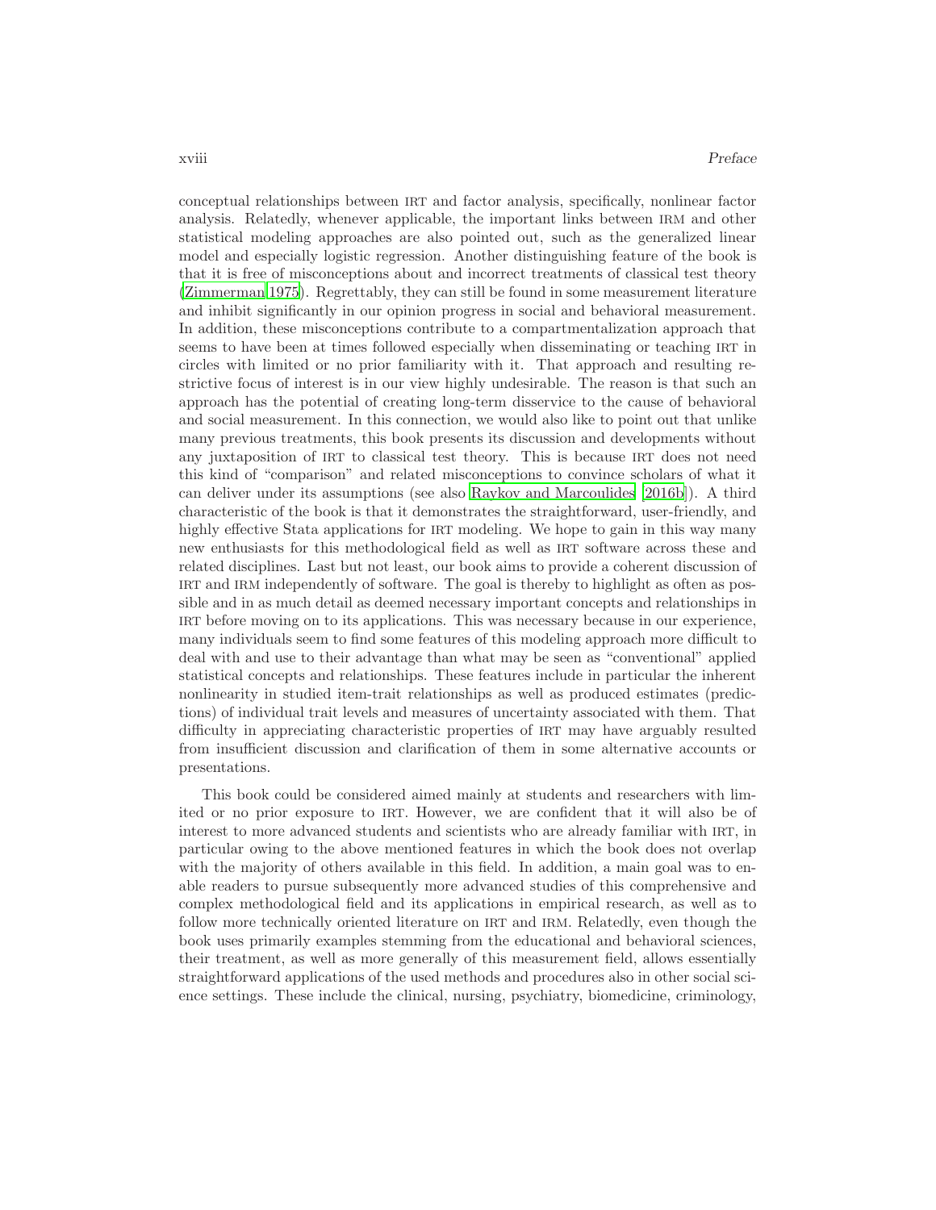conceptual relationships between IRT and factor analysis, specifically, nonlinear factor analysis. Relatedly, whenever applicable, the important links between IRM and other statistical modeling approaches are also pointed out, such as the generalized linear model and especially logistic regression. Another distinguishing feature of the book is that it is free of misconceptions about and incorrect treatments of classical test theory (Zimmerman 1975). Regrettably, they can still be found in some measurement literature and inhibit significantly in our opinion progress in social and behavioral measurement. In addition, these misconceptions contribute to a compartmentalization approach that seems to have been at times followed especially when disseminating or teaching IRT in circles with limited or no prior familiarity with it. That approach and resulting restrictive focus of interest is in our view highly undesirable. The reason is that such an approach has the potential of creating long-term disservice to the cause of behavioral and social measurement. In this connection, we would also like to point out that unlike many previous treatments, this book presents its discussion and developments without any juxtaposition of IRT to classical test theory. This is because IRT does not need this kind of "comparison" and related misconceptions to convince scholars of what it can deliver under its assumptions (see also Raykov and Marcoulides [2016b]). A third characteristic of the book is that it demonstrates the straightforward, user-friendly, and highly effective Stata applications for IRT modeling. We hope to gain in this way many new enthusiasts for this methodological field as well as IRT software across these and related disciplines. Last but not least, our book aims to provide a coherent discussion of IRT and IRM independently of software. The goal is thereby to highlight as often as possible and in as much detail as deemed necessary important concepts and relationships in IRT before moving on to its applications. This was necessary because in our experience, many individuals seem to find some features of this modeling approach more difficult to deal with and use to their advantage than what may be seen as "conventional" applied statistical concepts and relationships. These features include in particular the inherent nonlinearity in studied item-trait relationships as well as produced estimates (predictions) of individual trait levels and measures of uncertainty associated with them. That difficulty in appreciating characteristic properties of IRT may have arguably resulted from insufficient discussion and clarification of them in some alternative accounts or presentations.

This book could be considered aimed mainly at students and researchers with limited or no prior exposure to IRT. However, we are confident that it will also be of interest to more advanced students and scientists who are already familiar with IRT, in particular owing to the above mentioned features in which the book does not overlap with the majority of others available in this field. In addition, a main goal was to enable readers to pursue subsequently more advanced studies of this comprehensive and complex methodological field and its applications in empirical research, as well as to follow more technically oriented literature on IRT and IRM. Relatedly, even though the book uses primarily examples stemming from the educational and behavioral sciences, their treatment, as well as more generally of this measurement field, allows essentially straightforward applications of the used methods and procedures also in other social science settings. These include the clinical, nursing, psychiatry, biomedicine, criminology,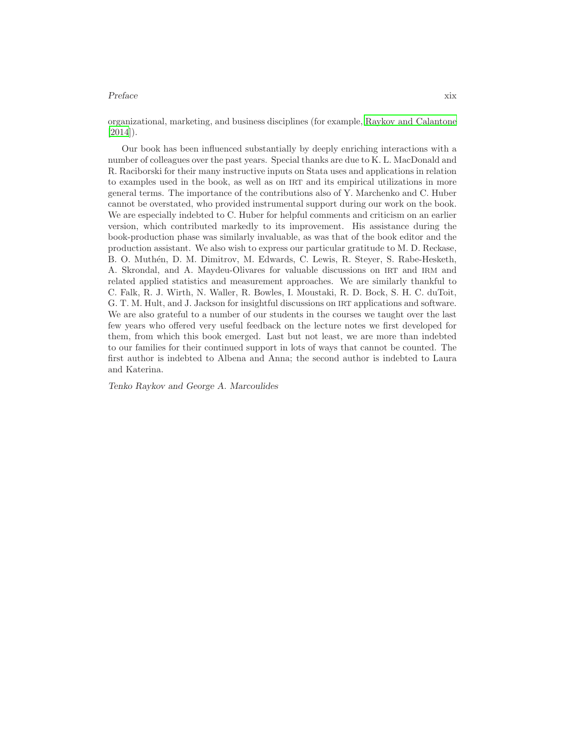organizational, marketing, and business disciplines (for example, Raykov and Calantone [2014]).

Our book has been influenced substantially by deeply enriching interactions with a number of colleagues over the past years. Special thanks are due to K. L. MacDonald and R. Raciborski for their many instructive inputs on Stata uses and applications in relation to examples used in the book, as well as on IRT and its empirical utilizations in more general terms. The importance of the contributions also of Y. Marchenko and C. Huber cannot be overstated, who provided instrumental support during our work on the book. We are especially indebted to C. Huber for helpful comments and criticism on an earlier version, which contributed markedly to its improvement. His assistance during the book-production phase was similarly invaluable, as was that of the book editor and the production assistant. We also wish to express our particular gratitude to M. D. Reckase, B. O. Muthén, D. M. Dimitrov, M. Edwards, C. Lewis, R. Steyer, S. Rabe-Hesketh, A. Skrondal, and A. Maydeu-Olivares for valuable discussions on IRT and IRM and related applied statistics and measurement approaches. We are similarly thankful to C. Falk, R. J. Wirth, N. Waller, R. Bowles, I. Moustaki, R. D. Bock, S. H. C. duToit, G. T. M. Hult, and J. Jackson for insightful discussions on IRT applications and software. We are also grateful to a number of our students in the courses we taught over the last few years who offered very useful feedback on the lecture notes we first developed for them, from which this book emerged. Last but not least, we are more than indebted to our families for their continued support in lots of ways that cannot be counted. The first author is indebted to Albena and Anna; the second author is indebted to Laura and Katerina.

*Tenko Raykov and George A. Marcoulides*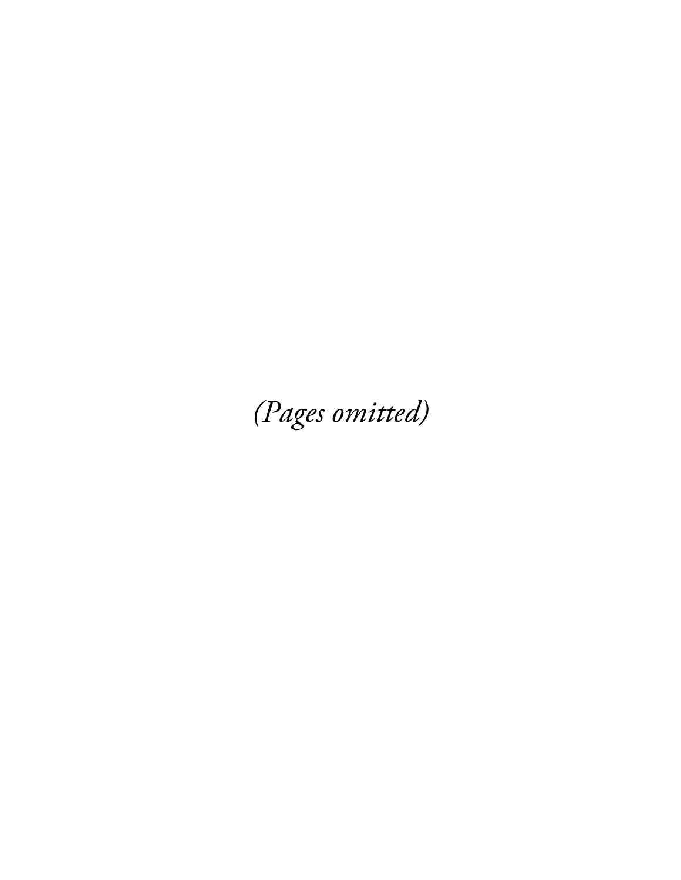*(Pages omitted)*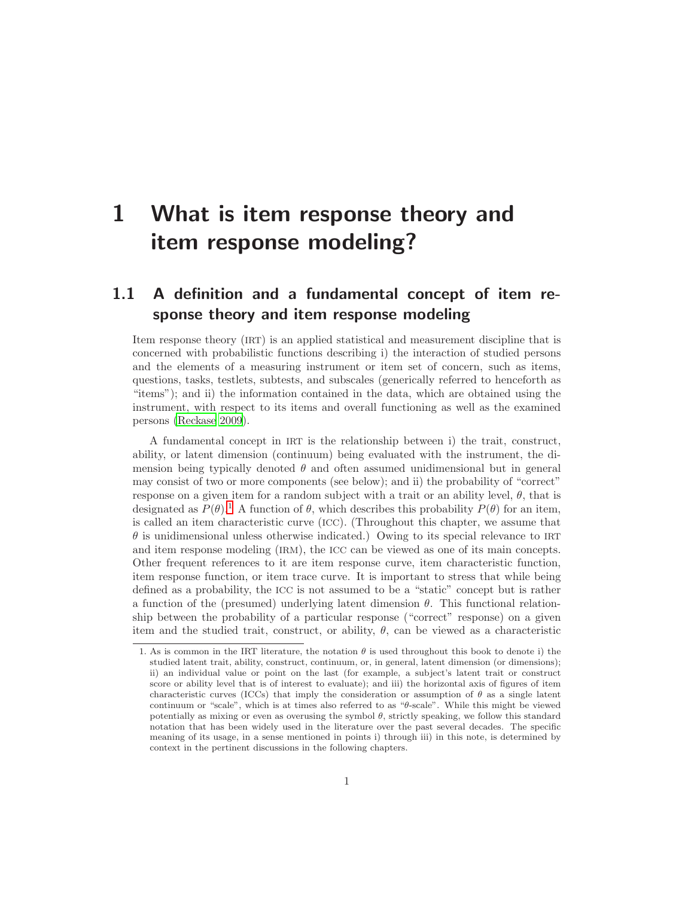# 1 What is item response theory and item response modeling?

## 1.1 A definition and a fundamental concept of item response theory and item response modeling

Item response theory (IRT) is an applied statistical and measurement discipline that is concerned with probabilistic functions describing i) the interaction of studied persons and the elements of a measuring instrument or item set of concern, such as items, questions, tasks, testlets, subtests, and subscales (generically referred to henceforth as "items"); and ii) the information contained in the data, which are obtained using the instrument, with respect to its items and overall functioning as well as the examined persons (Reckase 2009).

A fundamental concept in IRT is the relationship between i) the trait, construct, ability, or latent dimension (continuum) being evaluated with the instrument, the dimension being typically denoted $\theta$ and often assumed unidimensional but in general may consist of two or more components (see below); and ii) the probability of "correct" response on a given item for a random subject with a trait or an ability level, $\theta$, that is designated as $P(\theta)$.[1] A function of $\theta$, which describes this probability $P(\theta)$ for an item, is called an item characteristic curve (ICC). (Throughout this chapter, we assume that $\theta$ is unidimensional unless otherwise indicated.) Owing to its special relevance to IRT and item response modeling (IRM), the ICC can be viewed as one of its main concepts. Other frequent references to it are item response curve, item characteristic function, item response function, or item trace curve. It is important to stress that while being defined as a probability, the ICC is not assumed to be a "static" concept but is rather a function of the (presumed) underlying latent dimension $\theta$. This functional relationship between the probability of a particular response ("correct" response) on a given item and the studied trait, construct, or ability, $\theta$, can be viewed as a characteristic

1. As is common in the IRT literature, the notation $\theta$ is used throughout this book to denote i) the studied latent trait, ability, construct, continuum, or, in general, latent dimension (or dimensions); ii) an individual value or point on the last (for example, a subject's latent trait or construct score or ability level that is of interest to evaluate); and iii) the horizontal axis of figures of item characteristic curves (ICCs) that imply the consideration or assumption of $\theta$ as a single latent continuum or "scale", which is at times also referred to as "$\theta$-scale". While this might be viewed potentially as mixing or even as overusing the symbol $\theta$, strictly speaking, we follow this standard notation that has been widely used in the literature over the past several decades. The specific meaning of its usage, in a sense mentioned in points i) through iii) in this note, is determined by context in the pertinent discussions in the following chapters.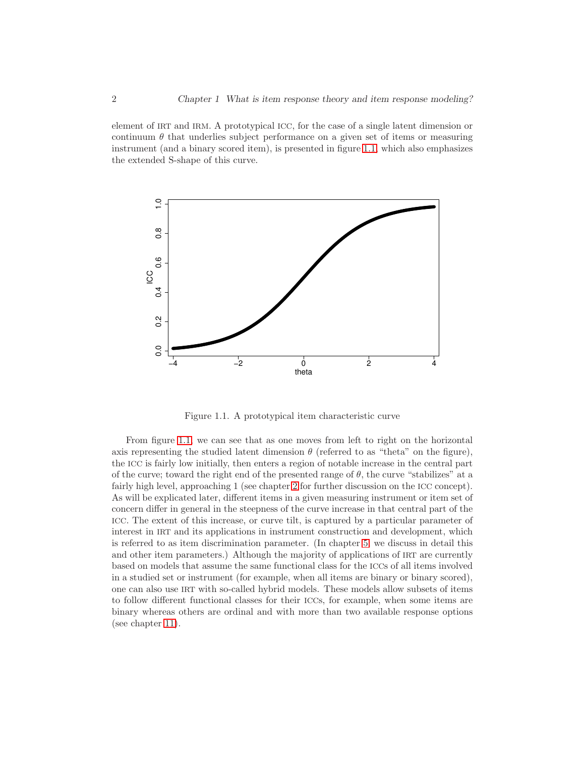element of IRT and IRM. A prototypical ICC, for the case of a single latent dimension or continuum $\theta$ that underlies subject performance on a given set of items or measuring instrument (and a binary scored item), is presented in figure 1.1, which also emphasizes the extended S-shape of this curve.

Figure 1.1. A prototypical item characteristic curve

From figure 1.1, we can see that as one moves from left to right on the horizontal axis representing the studied latent dimension $\theta$ (referred to as "theta" on the figure), the ICC is fairly low initially, then enters a region of notable increase in the central part of the curve; toward the right end of the presented range of $\theta$, the curve "stabilizes" at a fairly high level, approaching 1 (see chapter 2 for further discussion on the ICC concept). As will be explicated later, different items in a given measuring instrument or item set of concern differ in general in the steepness of the curve increase in that central part of the ICC. The extent of this increase, or curve tilt, is captured by a particular parameter of interest in IRT and its applications in instrument construction and development, which is referred to as item discrimination parameter. (In chapter 5, we discuss in detail this and other item parameters.) Although the majority of applications of IRT are currently based on models that assume the same functional class for the ICCs of all items involved in a studied set or instrument (for example, when all items are binary or binary scored), one can also use IRT with so-called hybrid models. These models allow subsets of items to follow different functional classes for their ICCs, for example, when some items are binary whereas others are ordinal and with more than two available response options (see chapter 11).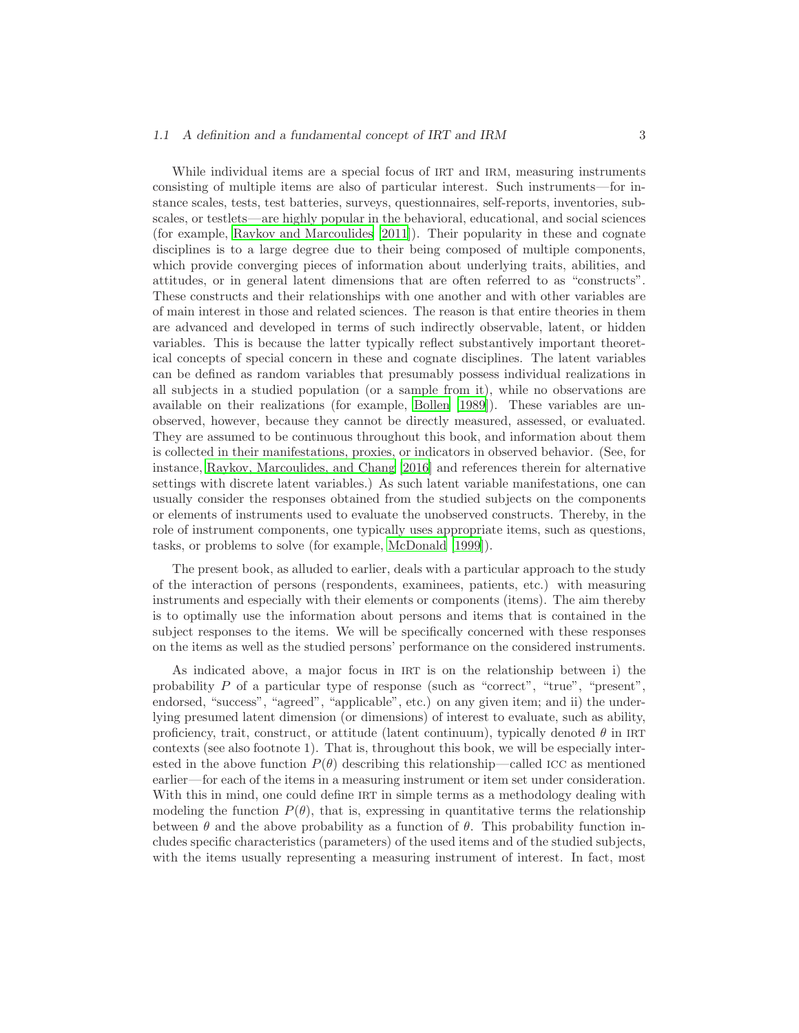While individual items are a special focus of IRT and IRM, measuring instruments consisting of multiple items are also of particular interest. Such instruments—for instance scales, tests, test batteries, surveys, questionnaires, self-reports, inventories, subscales, or testlets—are highly popular in the behavioral, educational, and social sciences (for example, Raykov and Marcoulides [2011]). Their popularity in these and cognate disciplines is to a large degree due to their being composed of multiple components, which provide converging pieces of information about underlying traits, abilities, and attitudes, or in general latent dimensions that are often referred to as "constructs". These constructs and their relationships with one another and with other variables are of main interest in those and related sciences. The reason is that entire theories in them are advanced and developed in terms of such indirectly observable, latent, or hidden variables. This is because the latter typically reflect substantively important theoretical concepts of special concern in these and cognate disciplines. The latent variables can be defined as random variables that presumably possess individual realizations in all subjects in a studied population (or a sample from it), while no observations are available on their realizations (for example, Bollen [1989]). These variables are unobserved, however, because they cannot be directly measured, assessed, or evaluated. They are assumed to be continuous throughout this book, and information about them is collected in their manifestations, proxies, or indicators in observed behavior. (See, for instance, Raykov, Marcoulides, and Chang [2016] and references therein for alternative settings with discrete latent variables.) As such latent variable manifestations, one can usually consider the responses obtained from the studied subjects on the components or elements of instruments used to evaluate the unobserved constructs. Thereby, in the role of instrument components, one typically uses appropriate items, such as questions, tasks, or problems to solve (for example, McDonald [1999]).

The present book, as alluded to earlier, deals with a particular approach to the study of the interaction of persons (respondents, examinees, patients, etc.) with measuring instruments and especially with their elements or components (items). The aim thereby is to optimally use the information about persons and items that is contained in the subject responses to the items. We will be specifically concerned with these responses on the items as well as the studied persons' performance on the considered instruments.

As indicated above, a major focus in IRT is on the relationship between i) the probability $P$ of a particular type of response (such as "correct", "true", "present", endorsed, "success", "agreed", "applicable", etc.) on any given item; and ii) the underlying presumed latent dimension (or dimensions) of interest to evaluate, such as ability, proficiency, trait, construct, or attitude (latent continuum), typically denoted $\theta$ in IRT contexts (see also footnote 1). That is, throughout this book, we will be especially interested in the above function $P(\theta)$ describing this relationship—called ICC as mentioned earlier—for each of the items in a measuring instrument or item set under consideration. With this in mind, one could define IRT in simple terms as a methodology dealing with modeling the function $P(\theta)$, that is, expressing in quantitative terms the relationship between $\theta$ and the above probability as a function of $\theta$. This probability function includes specific characteristics (parameters) of the used items and of the studied subjects, with the items usually representing a measuring instrument of interest. In fact, most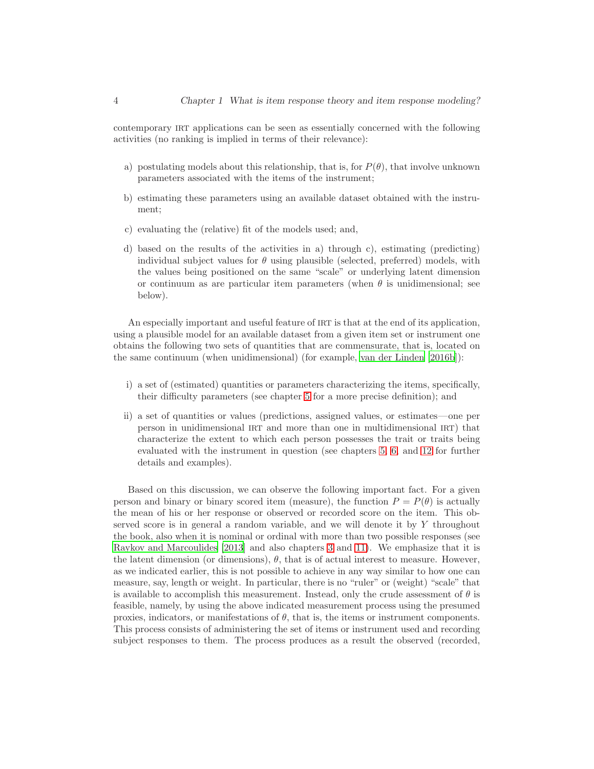contemporary IRT applications can be seen as essentially concerned with the following activities (no ranking is implied in terms of their relevance):

a) postulating models about this relationship, that is, for $P(\theta)$, that involve unknown parameters associated with the items of the instrument;

b) estimating these parameters using an available dataset obtained with the instrument;

c) evaluating the (relative) fit of the models used; and,

d) based on the results of the activities in a) through c), estimating (predicting) individual subject values for $\theta$ using plausible (selected, preferred) models, with the values being positioned on the same "scale" or underlying latent dimension or continuum as are particular item parameters (when $\theta$ is unidimensional; see below).

An especially important and useful feature of IRT is that at the end of its application, using a plausible model for an available dataset from a given item set or instrument one obtains the following two sets of quantities that are commensurate, that is, located on the same continuum (when unidimensional) (for example, van der Linden [2016b]):

i) a set of (estimated) quantities or parameters characterizing the items, specifically, their difficulty parameters (see chapter 5 for a more precise definition); and

ii) a set of quantities or values (predictions, assigned values, or estimates—one per person in unidimensional IRT and more than one in multidimensional IRT) that characterize the extent to which each person possesses the trait or traits being evaluated with the instrument in question (see chapters 5, 6, and 12 for further details and examples).

Based on this discussion, we can observe the following important fact. For a given person and binary or binary scored item (measure), the function $P = P(\theta)$ is actually the mean of his or her response or observed or recorded score on the item. This observed score is in general a random variable, and we will denote it by $Y$ throughout the book, also when it is nominal or ordinal with more than two possible responses (see Raykov and Marcoulides [2013] and also chapters 3 and 11). We emphasize that it is the latent dimension (or dimensions), $\theta$, that is of actual interest to measure. However, as we indicated earlier, this is not possible to achieve in any way similar to how one can measure, say, length or weight. In particular, there is no "ruler" or (weight) "scale" that is available to accomplish this measurement. Instead, only the crude assessment of $\theta$ is feasible, namely, by using the above indicated measurement process using the presumed proxies, indicators, or manifestations of $\theta$, that is, the items or instrument components. This process consists of administering the set of items or instrument used and recording subject responses to them. The process produces as a result the observed (recorded,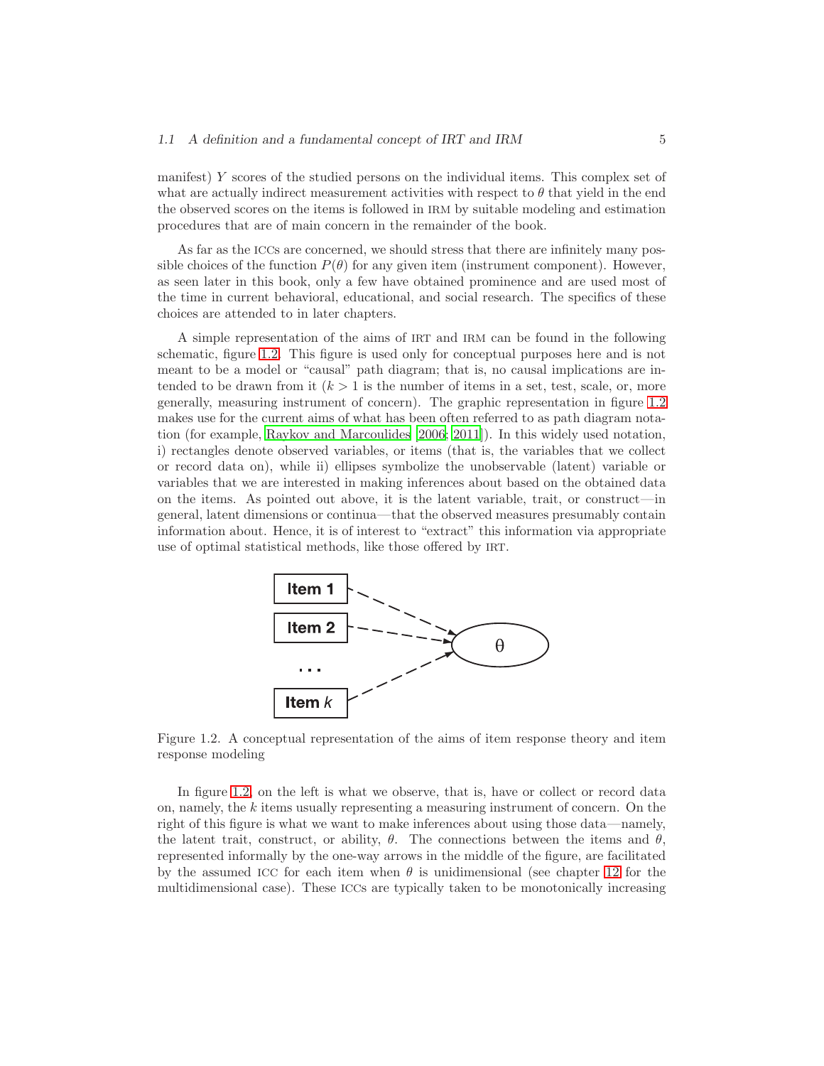manifest) $Y$ scores of the studied persons on the individual items. This complex set of what are actually indirect measurement activities with respect to $\theta$ that yield in the end the observed scores on the items is followed in IRM by suitable modeling and estimation procedures that are of main concern in the remainder of the book.

As far as the ICCs are concerned, we should stress that there are infinitely many possible choices of the function $P(\theta)$ for any given item (instrument component). However, as seen later in this book, only a few have obtained prominence and are used most of the time in current behavioral, educational, and social research. The specifics of these choices are attended to in later chapters.

A simple representation of the aims of IRT and IRM can be found in the following schematic, figure 1.2. This figure is used only for conceptual purposes here and is not meant to be a model or "causal" path diagram; that is, no causal implications are intended to be drawn from it ($k > 1$ is the number of items in a set, test, scale, or, more generally, measuring instrument of concern). The graphic representation in figure 1.2 makes use for the current aims of what has been often referred to as path diagram notation (for example, Raykov and Marcoulides [2006; 2011]). In this widely used notation, i) rectangles denote observed variables, or items (that is, the variables that we collect or record data on), while ii) ellipses symbolize the unobservable (latent) variable or variables that we are interested in making inferences about based on the obtained data on the items. As pointed out above, it is the latent variable, trait, or construct—in general, latent dimensions or continua—that the observed measures presumably contain information about. Hence, it is of interest to "extract" this information via appropriate use of optimal statistical methods, like those offered by IRT.

Figure 1.2. A conceptual representation of the aims of item response theory and item response modeling

In figure 1.2, on the left is what we observe, that is, have or collect or record data on, namely, the $k$ items usually representing a measuring instrument of concern. On the right of this figure is what we want to make inferences about using those data—namely, the latent trait, construct, or ability, $\theta$. The connections between the items and $\theta$, represented informally by the one-way arrows in the middle of the figure, are facilitated by the assumed ICC for each item when $\theta$ is unidimensional (see chapter 12 for the multidimensional case). These ICCs are typically taken to be monotonically increasing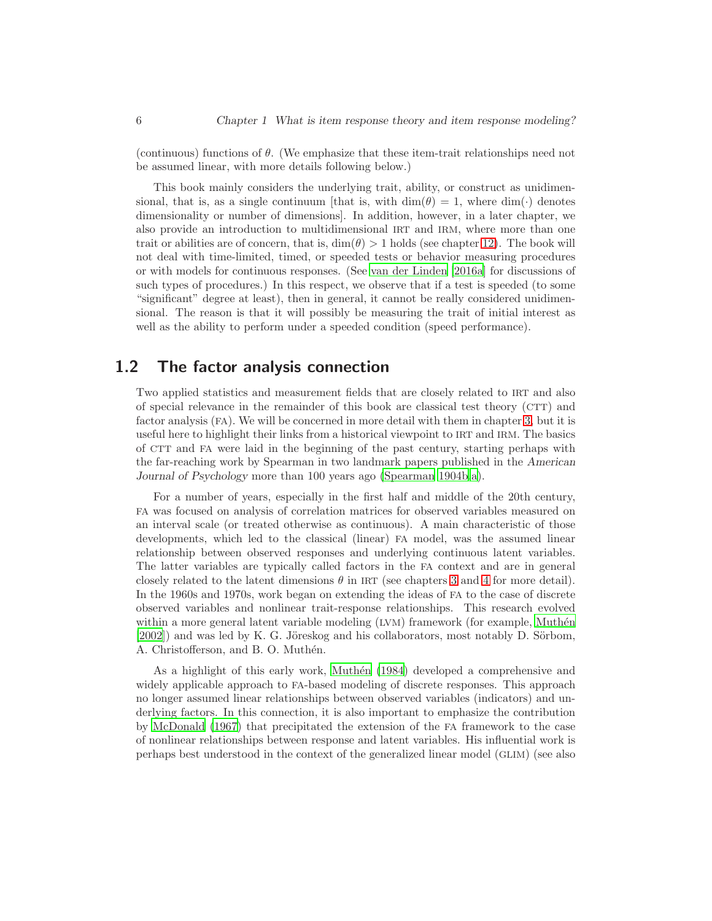(continuous) functions of $\theta$. (We emphasize that these item-trait relationships need not be assumed linear, with more details following below.)

This book mainly considers the underlying trait, ability, or construct as unidimensional, that is, as a single continuum [that is, with $\dim(\theta) = 1$, where $\dim(\cdot)$ denotes dimensionality or number of dimensions]. In addition, however, in a later chapter, we also provide an introduction to multidimensional IRT and IRM, where more than one trait or abilities are of concern, that is, $\dim(\theta) > 1$ holds (see chapter 12). The book will not deal with time-limited, timed, or speeded tests or behavior measuring procedures or with models for continuous responses. (See van der Linden [2016a] for discussions of such types of procedures.) In this respect, we observe that if a test is speeded (to some "significant" degree at least), then in general, it cannot be really considered unidimensional. The reason is that it will possibly be measuring the trait of initial interest as well as the ability to perform under a speeded condition (speed performance).

## 1.2 The factor analysis connection

Two applied statistics and measurement fields that are closely related to IRT and also of special relevance in the remainder of this book are classical test theory (CTT) and factor analysis (FA). We will be concerned in more detail with them in chapter 3, but it is useful here to highlight their links from a historical viewpoint to IRT and IRM. The basics of CTT and FA were laid in the beginning of the past century, starting perhaps with the far-reaching work by Spearman in two landmark papers published in the *American Journal of Psychology* more than 100 years ago (Spearman 1904b,a).

For a number of years, especially in the first half and middle of the 20th century, FA was focused on analysis of correlation matrices for observed variables measured on an interval scale (or treated otherwise as continuous). A main characteristic of those developments, which led to the classical (linear) FA model, was the assumed linear relationship between observed responses and underlying continuous latent variables. The latter variables are typically called factors in the FA context and are in general closely related to the latent dimensions $\theta$ in IRT (see chapters 3 and 4 for more detail). In the 1960s and 1970s, work began on extending the ideas of FA to the case of discrete observed variables and nonlinear trait-response relationships. This research evolved within a more general latent variable modeling (LVM) framework (for example, Muthén [2002]) and was led by K. G. Jöreskog and his collaborators, most notably D. Sörbom, A. Christofferson, and B. O. Muthén.

As a highlight of this early work, Muthén (1984) developed a comprehensive and widely applicable approach to FA-based modeling of discrete responses. This approach no longer assumed linear relationships between observed variables (indicators) and underlying factors. In this connection, it is also important to emphasize the contribution by McDonald (1967) that precipitated the extension of the FA framework to the case of nonlinear relationships between response and latent variables. His influential work is perhaps best understood in the context of the generalized linear model (GLIM) (see also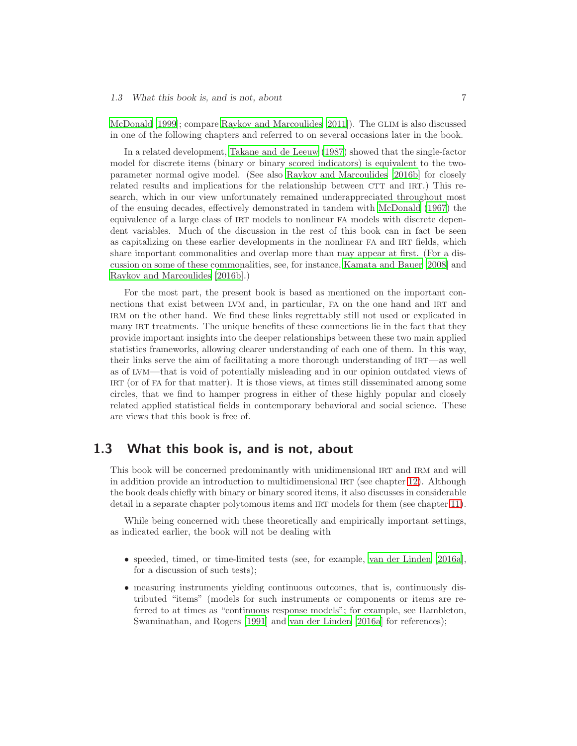McDonald [1999]; compare Raykov and Marcoulides [2011]). The GLIM is also discussed in one of the following chapters and referred to on several occasions later in the book.

In a related development, Takane and de Leeuw (1987) showed that the single-factor model for discrete items (binary or binary scored indicators) is equivalent to the two-parameter normal ogive model. (See also Raykov and Marcoulides [2016b] for closely related results and implications for the relationship between CTT and IRT.) This research, which in our view unfortunately remained underappreciated throughout most of the ensuing decades, effectively demonstrated in tandem with McDonald (1967) the equivalence of a large class of IRT models to nonlinear FA models with discrete dependent variables. Much of the discussion in the rest of this book can in fact be seen as capitalizing on these earlier developments in the nonlinear FA and IRT fields, which share important commonalities and overlap more than may appear at first. (For a discussion on some of these commonalities, see, for instance, Kamata and Bauer [2008] and Raykov and Marcoulides [2016b].)

For the most part, the present book is based as mentioned on the important connections that exist between LVM and, in particular, FA on the one hand and IRT and IRM on the other hand. We find these links regrettably still not used or explicated in many IRT treatments. The unique benefits of these connections lie in the fact that they provide important insights into the deeper relationships between these two main applied statistics frameworks, allowing clearer understanding of each one of them. In this way, their links serve the aim of facilitating a more thorough understanding of IRT—as well as of LVM—that is void of potentially misleading and in our opinion outdated views of IRT (or of FA for that matter). It is those views, at times still disseminated among some circles, that we find to hamper progress in either of these highly popular and closely related applied statistical fields in contemporary behavioral and social science. These are views that this book is free of.

## 1.3 What this book is, and is not, about

This book will be concerned predominantly with unidimensional IRT and IRM and will in addition provide an introduction to multidimensional IRT (see chapter 12). Although the book deals chiefly with binary or binary scored items, it also discusses in considerable detail in a separate chapter polytomous items and IRT models for them (see chapter 11).

While being concerned with these theoretically and empirically important settings, as indicated earlier, the book will not be dealing with

- speeded, timed, or time-limited tests (see, for example, van der Linden [2016a], for a discussion of such tests);
- measuring instruments yielding continuous outcomes, that is, continuously distributed "items" (models for such instruments or components or items are referred to at times as "continuous response models"; for example, see Hambleton, Swaminathan, and Rogers [1991] and van der Linden [2016a] for references);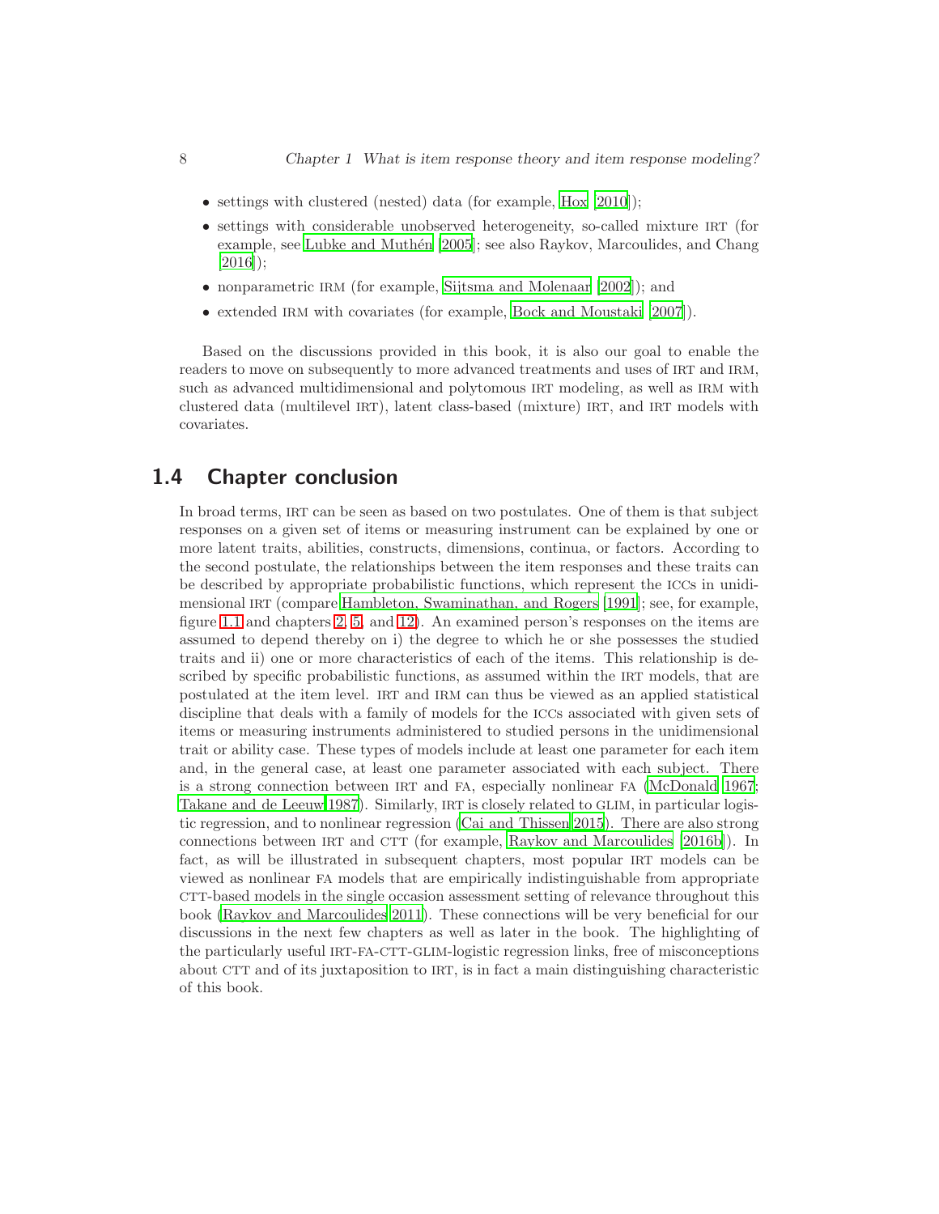- settings with clustered (nested) data (for example, Hox [2010]);
- settings with considerable unobserved heterogeneity, so-called mixture IRT (for example, see Lubke and Muthén [2005]; see also Raykov, Marcoulides, and Chang [2016]);
- nonparametric IRM (for example, Sijtsma and Molenaar [2002]); and
- extended IRM with covariates (for example, Bock and Moustaki [2007]).

Based on the discussions provided in this book, it is also our goal to enable the readers to move on subsequently to more advanced treatments and uses of IRT and IRM, such as advanced multidimensional and polytomous IRT modeling, as well as IRM with clustered data (multilevel IRT), latent class-based (mixture) IRT, and IRT models with covariates.

## 1.4 Chapter conclusion

In broad terms, IRT can be seen as based on two postulates. One of them is that subject responses on a given set of items or measuring instrument can be explained by one or more latent traits, abilities, constructs, dimensions, continua, or factors. According to the second postulate, the relationships between the item responses and these traits can be described by appropriate probabilistic functions, which represent the ICCs in unidimensional IRT (compare Hambleton, Swaminathan, and Rogers [1991]; see, for example, figure 1.1 and chapters 2, 5, and 12). An examined person's responses on the items are assumed to depend thereby on i) the degree to which he or she possesses the studied traits and ii) one or more characteristics of each of the items. This relationship is described by specific probabilistic functions, as assumed within the IRT models, that are postulated at the item level. IRT and IRM can thus be viewed as an applied statistical discipline that deals with a family of models for the ICCs associated with given sets of items or measuring instruments administered to studied persons in the unidimensional trait or ability case. These types of models include at least one parameter for each item and, in the general case, at least one parameter associated with each subject. There is a strong connection between IRT and FA, especially nonlinear FA (McDonald 1967; Takane and de Leeuw 1987). Similarly, IRT is closely related to GLIM, in particular logistic regression, and to nonlinear regression (Cai and Thissen 2015). There are also strong connections between IRT and CTT (for example, Raykov and Marcoulides [2016b]). In fact, as will be illustrated in subsequent chapters, most popular IRT models can be viewed as nonlinear FA models that are empirically indistinguishable from appropriate CTT-based models in the single occasion assessment setting of relevance throughout this book (Raykov and Marcoulides 2011). These connections will be very beneficial for our discussions in the next few chapters as well as later in the book. The highlighting of the particularly useful IRT-FA-CTT-GLIM-logistic regression links, free of misconceptions about CTT and of its juxtaposition to IRT, is in fact a main distinguishing characteristic of this book.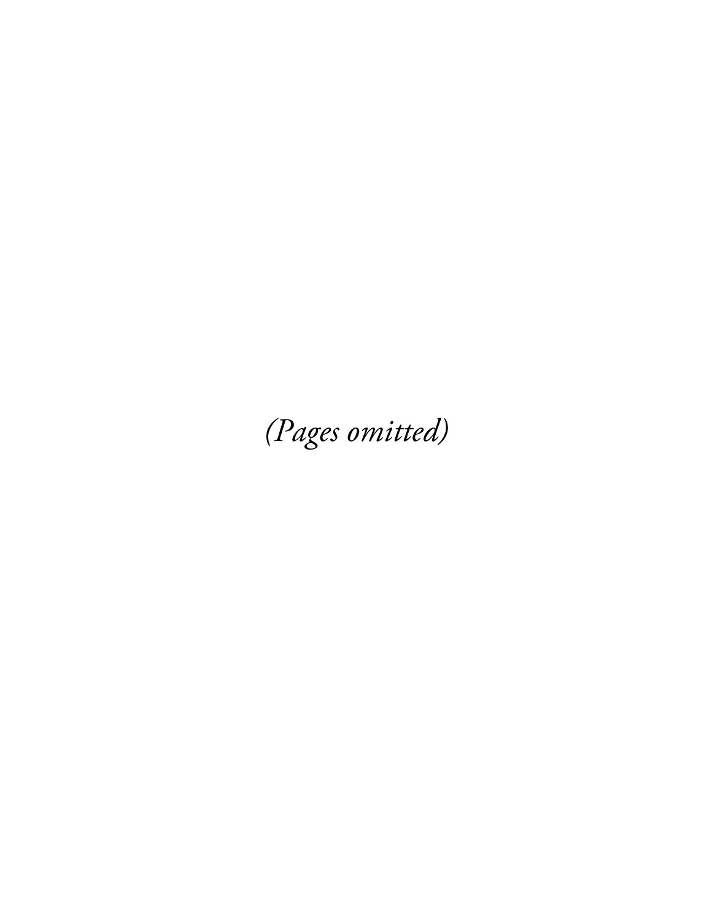*(Pages omitted)*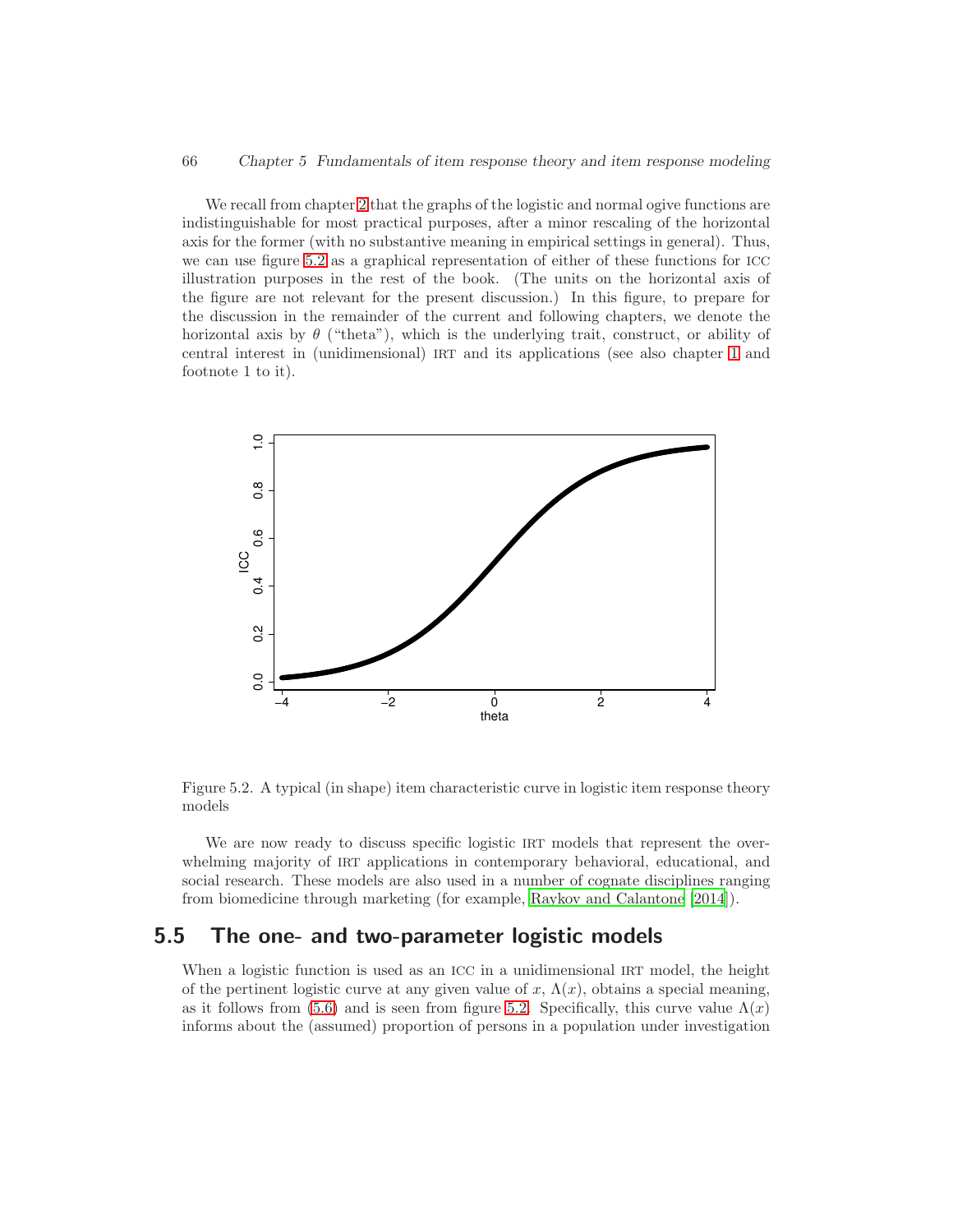We recall from chapter 2 that the graphs of the logistic and normal ogive functions are indistinguishable for most practical purposes, after a minor rescaling of the horizontal axis for the former (with no substantive meaning in empirical settings in general). Thus, we can use figure 5.2 as a graphical representation of either of these functions for ICC illustration purposes in the rest of the book. (The units on the horizontal axis of the figure are not relevant for the present discussion.) In this figure, to prepare for the discussion in the remainder of the current and following chapters, we denote the horizontal axis by $\theta$ ("theta"), which is the underlying trait, construct, or ability of central interest in (unidimensional) IRT and its applications (see also chapter 1 and footnote 1 to it).

Figure 5.2. A typical (in shape) item characteristic curve in logistic item response theory models

We are now ready to discuss specific logistic IRT models that represent the overwhelming majority of IRT applications in contemporary behavioral, educational, and social research. These models are also used in a number of cognate disciplines ranging from biomedicine through marketing (for example, Raykov and Calantone [2014]).

## 5.5 The one- and two-parameter logistic models

When a logistic function is used as an ICC in a unidimensional IRT model, the height of the pertinent logistic curve at any given value of $x$, $\Lambda(x)$, obtains a special meaning, as it follows from (5.6) and is seen from figure 5.2. Specifically, this curve value $\Lambda(x)$ informs about the (assumed) proportion of persons in a population under investigation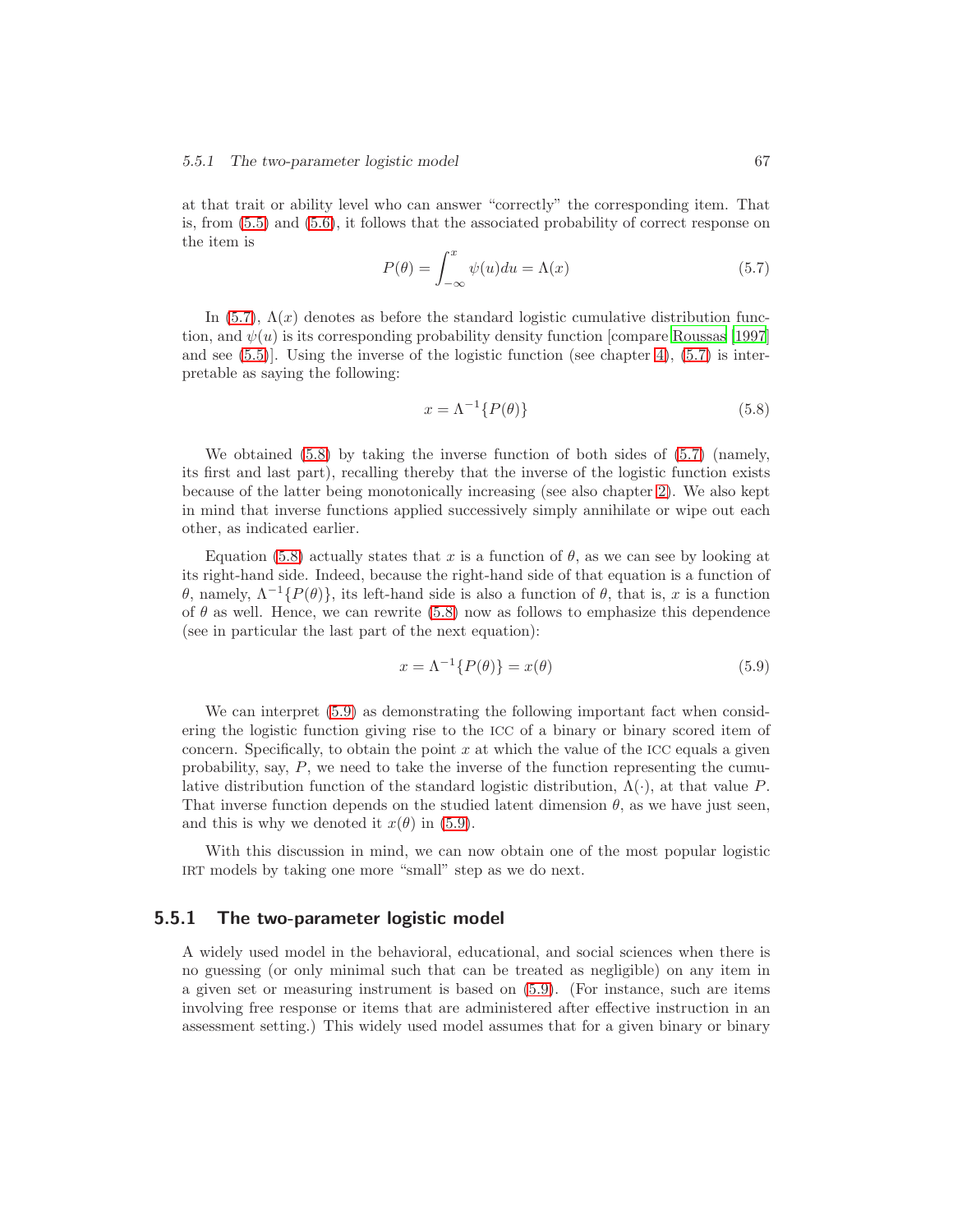at that trait or ability level who can answer "correctly" the corresponding item. That is, from (5.5) and (5.6), it follows that the associated probability of correct response on the item is

$$P(\theta) = \int_{-\infty}^{x} \psi(u)du = \Lambda(x) \tag{5.7}$$

In (5.7), $\Lambda(x)$ denotes as before the standard logistic cumulative distribution function, and $\psi(u)$ is its corresponding probability density function [compare Roussas [1997] and see (5.5)]. Using the inverse of the logistic function (see chapter 4), (5.7) is interpretable as saying the following:

$$x = \Lambda^{-1}\{P(\theta)\} \tag{5.8}$$

We obtained (5.8) by taking the inverse function of both sides of (5.7) (namely, its first and last part), recalling thereby that the inverse of the logistic function exists because of the latter being monotonically increasing (see also chapter 2). We also kept in mind that inverse functions applied successively simply annihilate or wipe out each other, as indicated earlier.

Equation (5.8) actually states that $x$ is a function of $\theta$, as we can see by looking at its right-hand side. Indeed, because the right-hand side of that equation is a function of $\theta$, namely, $\Lambda^{-1}\{P(\theta)\}$, its left-hand side is also a function of $\theta$, that is, $x$ is a function of $\theta$ as well. Hence, we can rewrite (5.8) now as follows to emphasize this dependence (see in particular the last part of the next equation):

$$x = \Lambda^{-1}\{P(\theta)\} = x(\theta) \tag{5.9}$$

We can interpret (5.9) as demonstrating the following important fact when considering the logistic function giving rise to the ICC of a binary or binary scored item of concern. Specifically, to obtain the point $x$ at which the value of the ICC equals a given probability, say, $P$, we need to take the inverse of the function representing the cumulative distribution function of the standard logistic distribution, $\Lambda(\cdot)$, at that value $P$. That inverse function depends on the studied latent dimension $\theta$, as we have just seen, and this is why we denoted it $x(\theta)$ in (5.9).

With this discussion in mind, we can now obtain one of the most popular logistic IRT models by taking one more "small" step as we do next.

### 5.5.1 The two-parameter logistic model

A widely used model in the behavioral, educational, and social sciences when there is no guessing (or only minimal such that can be treated as negligible) on any item in a given set or measuring instrument is based on (5.9). (For instance, such are items involving free response or items that are administered after effective instruction in an assessment setting.) This widely used model assumes that for a given binary or binary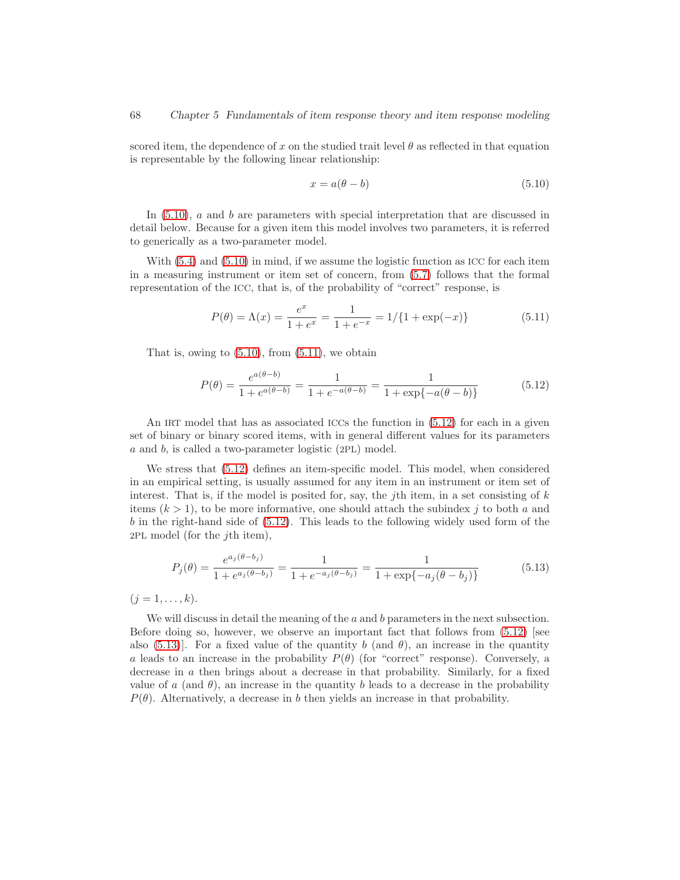scored item, the dependence of $x$ on the studied trait level $\theta$ as reflected in that equation is representable by the following linear relationship:

$$x = a(\theta - b) \tag{5.10}$$

In (5.10), $a$ and $b$ are parameters with special interpretation that are discussed in detail below. Because for a given item this model involves two parameters, it is referred to generically as a two-parameter model.

With (5.4) and (5.10) in mind, if we assume the logistic function as ICC for each item in a measuring instrument or item set of concern, from (5.7) follows that the formal representation of the ICC, that is, of the probability of "correct" response, is

$$P(\theta) = \Lambda(x) = \frac{e^x}{1 + e^x} = \frac{1}{1 + e^{-x}} = 1/\{1 + \exp(-x)\} \tag{5.11}$$

That is, owing to (5.10), from (5.11), we obtain

$$P(\theta) = \frac{e^{a(\theta - b)}}{1 + e^{a(\theta - b)}} = \frac{1}{1 + e^{-a(\theta - b)}} = \frac{1}{1 + \exp\{-a(\theta - b)\}} \tag{5.12}$$

An IRT model that has as associated ICCs the function in (5.12) for each in a given set of binary or binary scored items, with in general different values for its parameters $a$ and $b$, is called a two-parameter logistic (2PL) model.

We stress that (5.12) defines an item-specific model. This model, when considered in an empirical setting, is usually assumed for any item in an instrument or item set of interest. That is, if the model is posited for, say, the $j$th item, in a set consisting of $k$ items ($k > 1$), to be more informative, one should attach the subindex $j$ to both $a$ and $b$ in the right-hand side of (5.12). This leads to the following widely used form of the 2PL model (for the $j$th item),

$$P_j(\theta) = \frac{e^{a_j(\theta - b_j)}}{1 + e^{a_j(\theta - b_j)}} = \frac{1}{1 + e^{-a_j(\theta - b_j)}} = \frac{1}{1 + \exp\{-a_j(\theta - b_j)\}} \tag{5.13}$$

$(j = 1, \ldots, k)$.

We will discuss in detail the meaning of the $a$ and $b$ parameters in the next subsection. Before doing so, however, we observe an important fact that follows from (5.12) [see also (5.13)]. For a fixed value of the quantity $b$ (and $\theta$), an increase in the quantity $a$ leads to an increase in the probability $P(\theta)$ (for "correct" response). Conversely, a decrease in $a$ then brings about a decrease in that probability. Similarly, for a fixed value of $a$ (and $\theta$), an increase in the quantity $b$ leads to a decrease in the probability $P(\theta)$. Alternatively, a decrease in $b$ then yields an increase in that probability.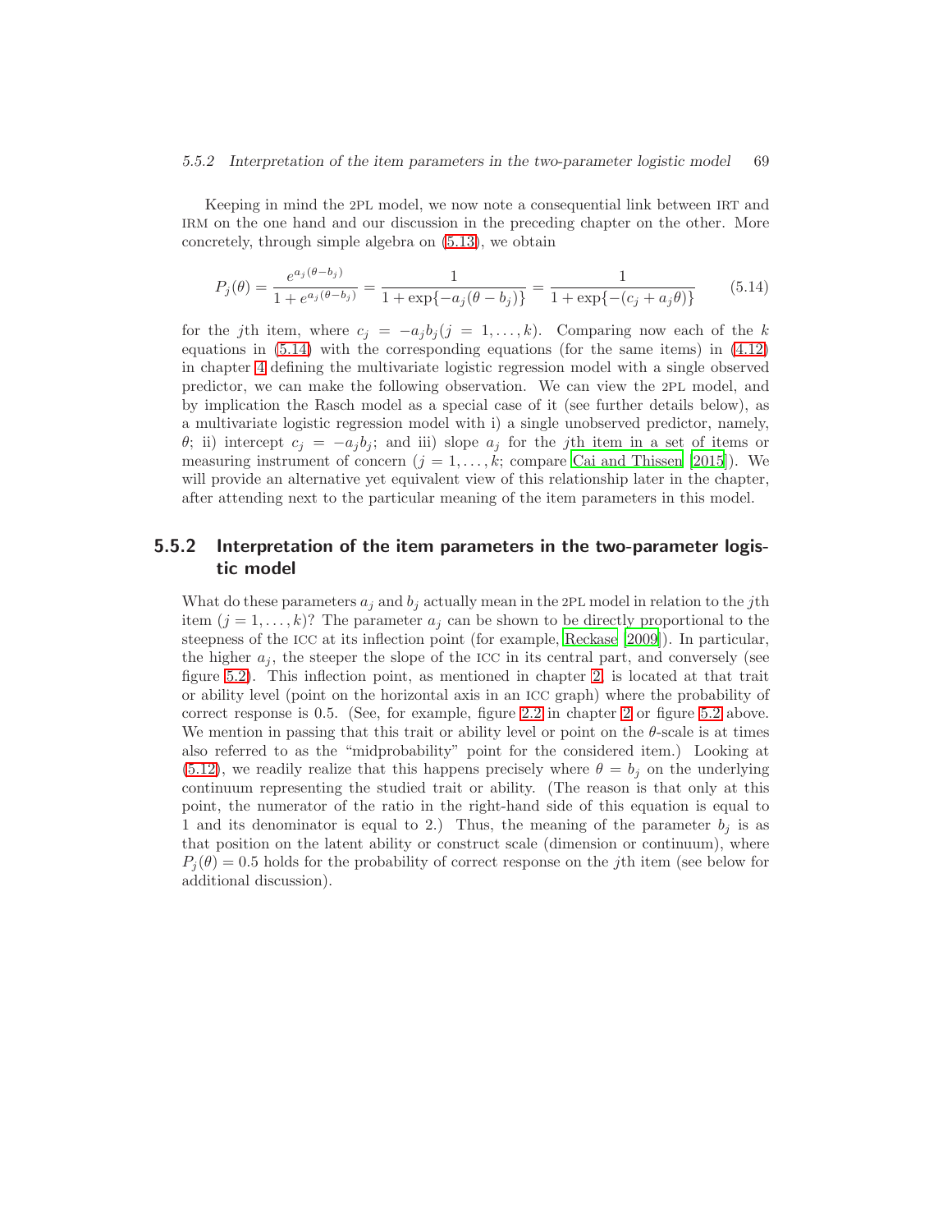Keeping in mind the 2PL model, we now note a consequential link between IRT and IRM on the one hand and our discussion in the preceding chapter on the other. More concretely, through simple algebra on (5.13), we obtain

$$P_j(\theta) = \frac{e^{a_j(\theta - b_j)}}{1 + e^{a_j(\theta - b_j)}} = \frac{1}{1 + \exp\{-a_j(\theta - b_j)\}} = \frac{1}{1 + \exp\{-(c_j + a_j\theta)\}} \tag{5.14}$$

for the $j$th item, where $c_j = -a_j b_j (j = 1, \ldots, k)$. Comparing now each of the $k$ equations in (5.14) with the corresponding equations (for the same items) in (4.12) in chapter 4 defining the multivariate logistic regression model with a single observed predictor, we can make the following observation. We can view the 2PL model, and by implication the Rasch model as a special case of it (see further details below), as a multivariate logistic regression model with i) a single unobserved predictor, namely, $\theta$; ii) intercept $c_j = -a_j b_j$; and iii) slope $a_j$ for the $j$th item in a set of items or measuring instrument of concern ($j = 1, \ldots, k$; compare Cai and Thissen [2015]). We will provide an alternative yet equivalent view of this relationship later in the chapter, after attending next to the particular meaning of the item parameters in this model.

### 5.5.2 Interpretation of the item parameters in the two-parameter logistic model

What do these parameters $a_j$ and $b_j$ actually mean in the 2PL model in relation to the $j$th item ($j = 1, \ldots, k$)? The parameter $a_j$ can be shown to be directly proportional to the steepness of the ICC at its inflection point (for example, Reckase [2009]). In particular, the higher $a_j$, the steeper the slope of the ICC in its central part, and conversely (see figure 5.2). This inflection point, as mentioned in chapter 2, is located at that trait or ability level (point on the horizontal axis in an ICC graph) where the probability of correct response is 0.5. (See, for example, figure 2.2 in chapter 2 or figure 5.2 above. We mention in passing that this trait or ability level or point on the $\theta$-scale is at times also referred to as the "midprobability" point for the considered item.) Looking at (5.12), we readily realize that this happens precisely where $\theta = b_j$ on the underlying continuum representing the studied trait or ability. (The reason is that only at this point, the numerator of the ratio in the right-hand side of this equation is equal to 1 and its denominator is equal to 2.) Thus, the meaning of the parameter $b_j$ is as that position on the latent ability or construct scale (dimension or continuum), where $P_j(\theta) = 0.5$ holds for the probability of correct response on the $j$th item (see below for additional discussion).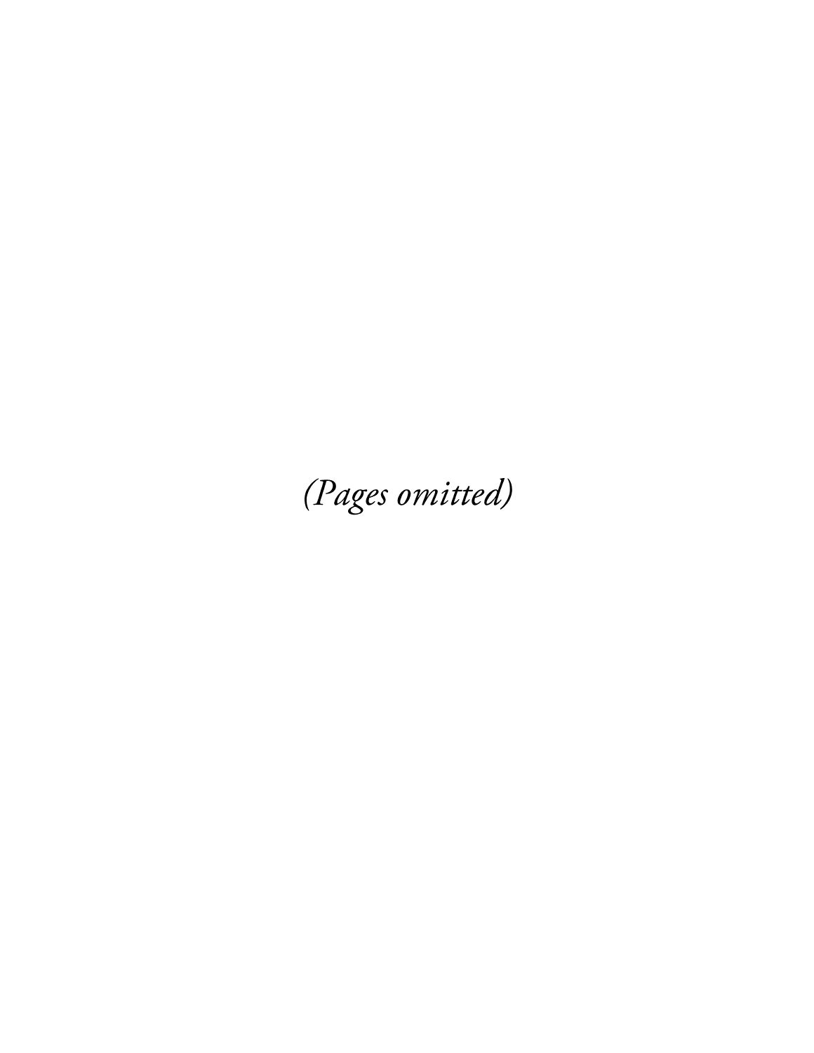*(Pages omitted)*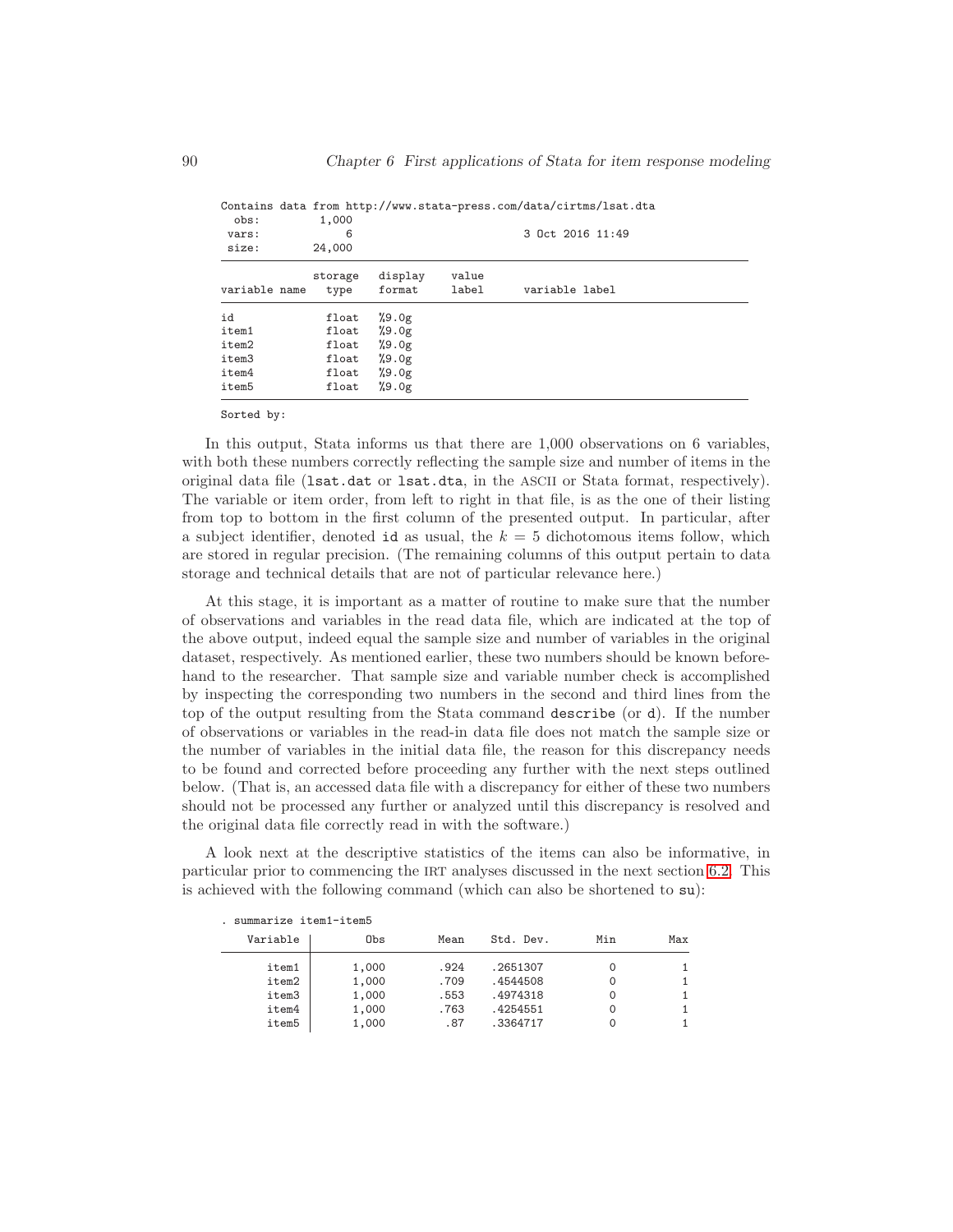```
Contains data from http://www.stata-press.com/data/cirtms/lsat.dta
  obs:         1,000
 vars:             6                          3 Oct 2016 11:49
 size:        24,000

              storage   display    value
variable name   type    format     label      variable label

id              float   %9.0g
item1           float   %9.0g
item2           float   %9.0g
item3           float   %9.0g
item4           float   %9.0g
item5           float   %9.0g

Sorted by:
```

In this output, Stata informs us that there are 1,000 observations on 6 variables, with both these numbers correctly reflecting the sample size and number of items in the original data file (`lsat.dat` or `lsat.dta`, in the ASCII or Stata format, respectively). The variable or item order, from left to right in that file, is as the one of their listing from top to bottom in the first column of the presented output. In particular, after a subject identifier, denoted `id` as usual, the $k = 5$ dichotomous items follow, which are stored in regular precision. (The remaining columns of this output pertain to data storage and technical details that are not of particular relevance here.)

At this stage, it is important as a matter of routine to make sure that the number of observations and variables in the read data file, which are indicated at the top of the above output, indeed equal the sample size and number of variables in the original dataset, respectively. As mentioned earlier, these two numbers should be known beforehand to the researcher. That sample size and variable number check is accomplished by inspecting the corresponding two numbers in the second and third lines from the top of the output resulting from the Stata command `describe` (or `d`). If the number of observations or variables in the read-in data file does not match the sample size or the number of variables in the initial data file, the reason for this discrepancy needs to be found and corrected before proceeding any further with the next steps outlined below. (That is, an accessed data file with a discrepancy for either of these two numbers should not be processed any further or analyzed until this discrepancy is resolved and the original data file correctly read in with the software.)

A look next at the descriptive statistics of the items can also be informative, in particular prior to commencing the IRT analyses discussed in the next section 6.2. This is achieved with the following command (which can also be shortened to `su`):

```
. summarize item1-item5

    Variable |        Obs        Mean    Std. Dev.       Min        Max
-------------+---------------------------------------------------------
       item1 |      1,000        .924    .2651307          0          1
       item2 |      1,000        .709    .4544508          0          1
       item3 |      1,000        .553    .4974318          0          1
       item4 |      1,000        .763    .4254551          0          1
       item5 |      1,000         .87    .3364717          0          1
```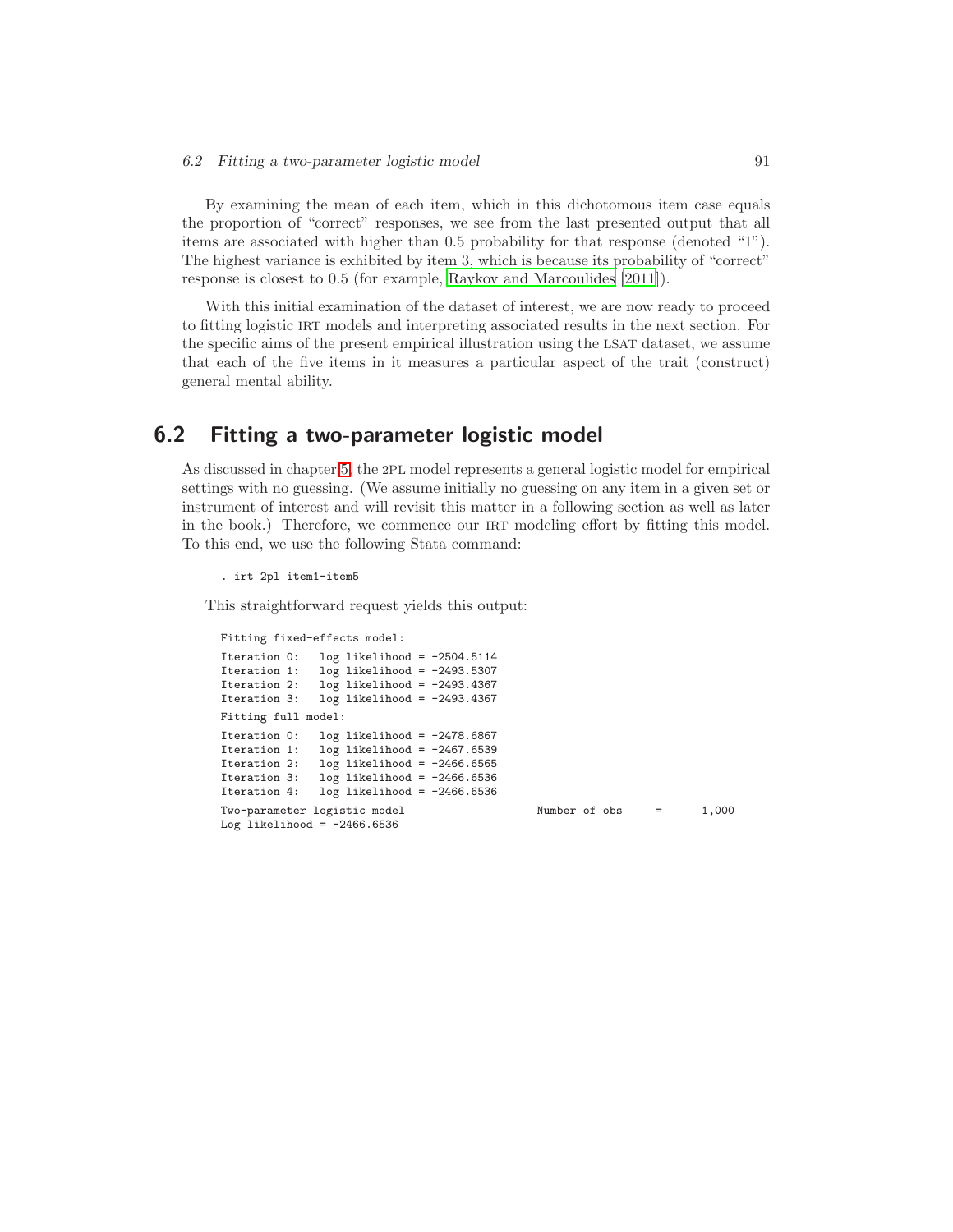By examining the mean of each item, which in this dichotomous item case equals the proportion of "correct" responses, we see from the last presented output that all items are associated with higher than 0.5 probability for that response (denoted "1"). The highest variance is exhibited by item 3, which is because its probability of "correct" response is closest to 0.5 (for example, Raykov and Marcoulides [2011]).

With this initial examination of the dataset of interest, we are now ready to proceed to fitting logistic IRT models and interpreting associated results in the next section. For the specific aims of the present empirical illustration using the LSAT dataset, we assume that each of the five items in it measures a particular aspect of the trait (construct) general mental ability.

## 6.2 Fitting a two-parameter logistic model

As discussed in chapter 5, the 2PL model represents a general logistic model for empirical settings with no guessing. (We assume initially no guessing on any item in a given set or instrument of interest and will revisit this matter in a following section as well as later in the book.) Therefore, we commence our IRT modeling effort by fitting this model. To this end, we use the following Stata command:

```
. irt 2pl item1-item5
```

This straightforward request yields this output:

```
Fitting fixed-effects model:

Iteration 0:   log likelihood = -2504.5114
Iteration 1:   log likelihood = -2493.5307
Iteration 2:   log likelihood = -2493.4367
Iteration 3:   log likelihood = -2493.4367

Fitting full model:

Iteration 0:   log likelihood = -2478.6867
Iteration 1:   log likelihood = -2467.6539
Iteration 2:   log likelihood = -2466.6565
Iteration 3:   log likelihood = -2466.6536
Iteration 4:   log likelihood = -2466.6536

Two-parameter logistic model                    Number of obs     =      1,000
Log likelihood = -2466.6536
```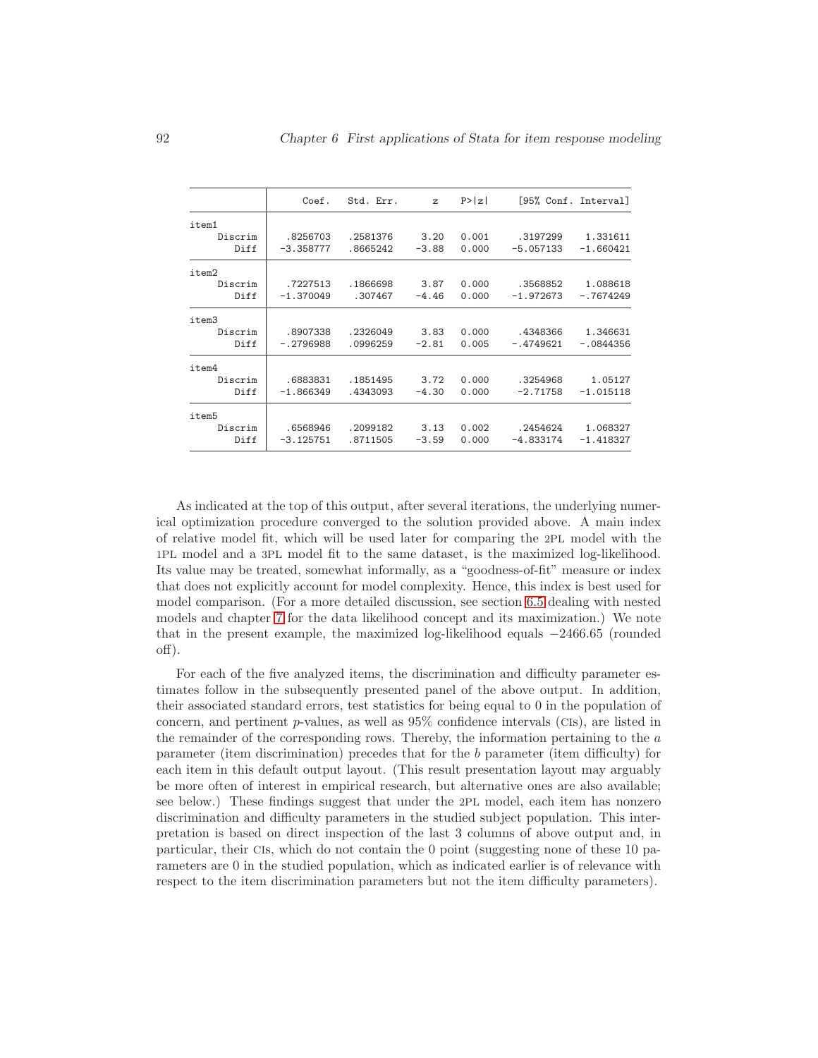| | Coef. | Std. Err. | z | P>\|z\| | [95% Conf. | Interval] |
|---|---|---|---|---|---|---|
| item1 | | | | | | |
| Discrim | .8256703 | .2581376 | 3.20 | 0.001 | .3197299 | 1.331611 |
| Diff | −3.358777 | .8665242 | −3.88 | 0.000 | −5.057133 | −1.660421 |
| item2 | | | | | | |
| Discrim | .7227513 | .1866698 | 3.87 | 0.000 | .3568852 | 1.088618 |
| Diff | −1.370049 | .307467 | −4.46 | 0.000 | −1.972673 | −.7674249 |
| item3 | | | | | | |
| Discrim | .8907338 | .2326049 | 3.83 | 0.000 | .4348366 | 1.346631 |
| Diff | −.2796988 | .0996259 | −2.81 | 0.005 | −.4749621 | −.0844356 |
| item4 | | | | | | |
| Discrim | .6883831 | .1851495 | 3.72 | 0.000 | .3254968 | 1.05127 |
| Diff | −1.866349 | .4343093 | −4.30 | 0.000 | −2.71758 | −1.015118 |
| item5 | | | | | | |
| Discrim | .6568946 | .2099182 | 3.13 | 0.002 | .2454624 | 1.068327 |
| Diff | −3.125751 | .8711505 | −3.59 | 0.000 | −4.833174 | −1.418327 |

As indicated at the top of this output, after several iterations, the underlying numerical optimization procedure converged to the solution provided above. A main index of relative model fit, which will be used later for comparing the 2PL model with the 1PL model and a 3PL model fit to the same dataset, is the maximized log-likelihood. Its value may be treated, somewhat informally, as a "goodness-of-fit" measure or index that does not explicitly account for model complexity. Hence, this index is best used for model comparison. (For a more detailed discussion, see section 6.5 dealing with nested models and chapter 7 for the data likelihood concept and its maximization.) We note that in the present example, the maximized log-likelihood equals $-2466.65$ (rounded off).

For each of the five analyzed items, the discrimination and difficulty parameter estimates follow in the subsequently presented panel of the above output. In addition, their associated standard errors, test statistics for being equal to 0 in the population of concern, and pertinent $p$-values, as well as 95% confidence intervals (CIs), are listed in the remainder of the corresponding rows. Thereby, the information pertaining to the $a$ parameter (item discrimination) precedes that for the $b$ parameter (item difficulty) for each item in this default output layout. (This result presentation layout may arguably be more often of interest in empirical research, but alternative ones are also available; see below.) These findings suggest that under the 2PL model, each item has nonzero discrimination and difficulty parameters in the studied subject population. This interpretation is based on direct inspection of the last 3 columns of above output and, in particular, their CIs, which do not contain the 0 point (suggesting none of these 10 parameters are 0 in the studied population, which as indicated earlier is of relevance with respect to the item discrimination parameters but not the item difficulty parameters).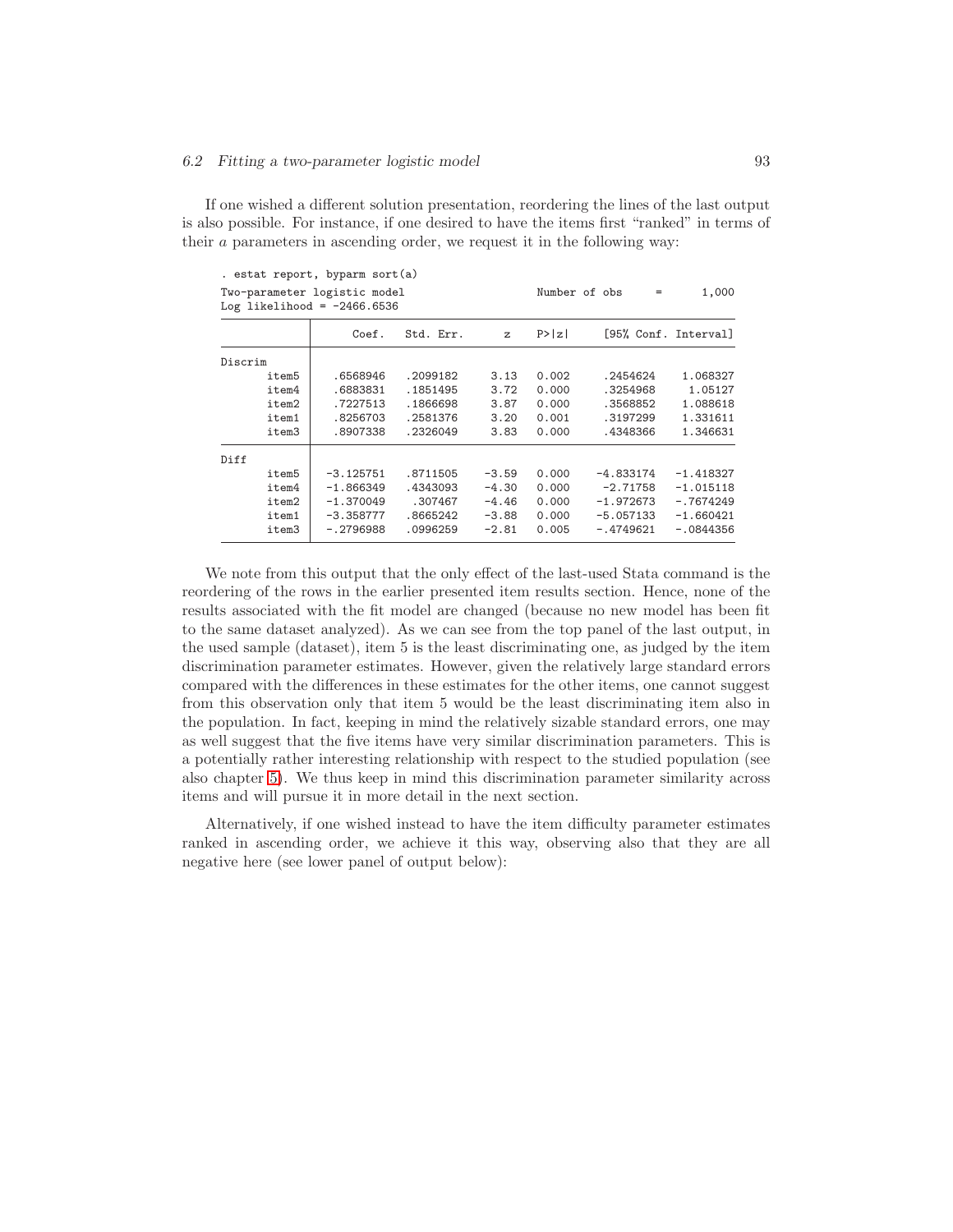If one wished a different solution presentation, reordering the lines of the last output is also possible. For instance, if one desired to have the items first "ranked" in terms of their $a$ parameters in ascending order, we request it in the following way:

```
. estat report, byparm sort(a)
Two-parameter logistic model                    Number of obs     =      1,000
Log likelihood = -2466.6536

------------------------------------------------------------------------------
             |      Coef.   Std. Err.      z    P>|z|     [95% Conf. Interval]
-------------+----------------------------------------------------------------
Discrim      |
       item5 |   .6568946   .2099182     3.13   0.002     .2454624    1.068327
       item4 |   .6883831   .1851495     3.72   0.000     .3254968     1.05127
       item2 |   .7227513   .1866698     3.87   0.000     .3568852    1.088618
       item1 |   .8256703   .2581376     3.20   0.001     .3197299    1.331611
       item3 |   .8907338   .2326049     3.83   0.000     .4348366    1.346631
-------------+----------------------------------------------------------------
Diff         |
       item5 |  -3.125751   .8711505    -3.59   0.000    -4.833174   -1.418327
       item4 |  -1.866349   .4343093    -4.30   0.000     -2.71758   -1.015118
       item2 |  -1.370049    .307467    -4.46   0.000    -1.972673   -.7674249
       item1 |  -3.358777   .8665242    -3.88   0.000    -5.057133   -1.660421
       item3 |  -.2796988   .0996259    -2.81   0.005    -.4749621   -.0844356
------------------------------------------------------------------------------
```

We note from this output that the only effect of the last-used Stata command is the reordering of the rows in the earlier presented item results section. Hence, none of the results associated with the fit model are changed (because no new model has been fit to the same dataset analyzed). As we can see from the top panel of the last output, in the used sample (dataset), item 5 is the least discriminating one, as judged by the item discrimination parameter estimates. However, given the relatively large standard errors compared with the differences in these estimates for the other items, one cannot suggest from this observation only that item 5 would be the least discriminating item also in the population. In fact, keeping in mind the relatively sizable standard errors, one may as well suggest that the five items have very similar discrimination parameters. This is a potentially rather interesting relationship with respect to the studied population (see also chapter 5). We thus keep in mind this discrimination parameter similarity across items and will pursue it in more detail in the next section.

Alternatively, if one wished instead to have the item difficulty parameter estimates ranked in ascending order, we achieve it this way, observing also that they are all negative here (see lower panel of output below):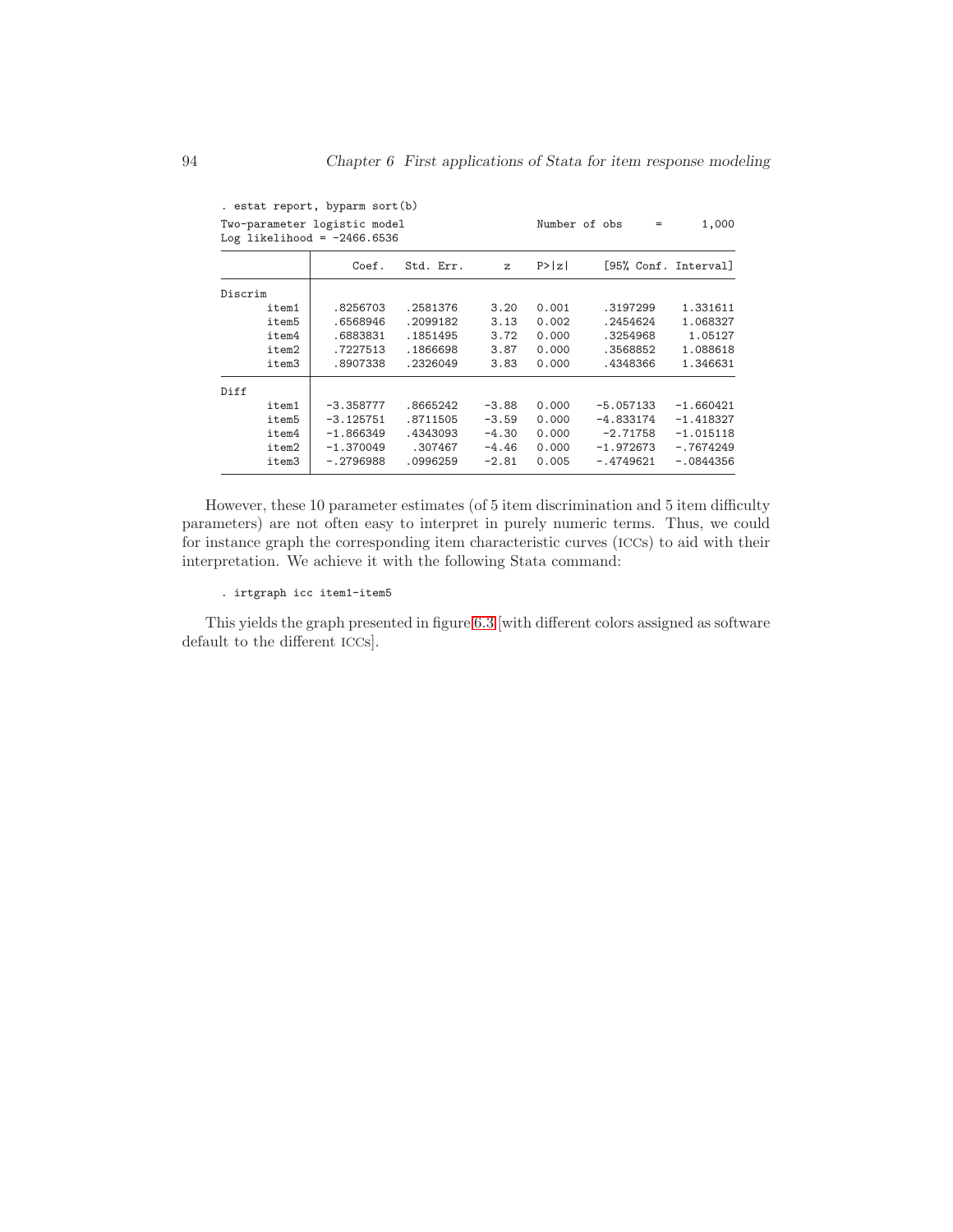```
. estat report, byparm sort(b)
Two-parameter logistic model                    Number of obs     =      1,000
Log likelihood = -2466.6536

             |      Coef.   Std. Err.      z    P>|z|     [95% Conf. Interval]
-------------+----------------------------------------------------------------
Discrim      |
       item1 |   .8256703   .2581376     3.20   0.001     .3197299    1.331611
       item5 |   .6568946   .2099182     3.13   0.002     .2454624    1.068327
       item4 |   .6883831   .1851495     3.72   0.000     .3254968     1.05127
       item2 |   .7227513   .1866698     3.87   0.000     .3568852    1.088618
       item3 |   .8907338   .2326049     3.83   0.000     .4348366    1.346631
-------------+----------------------------------------------------------------
Diff         |
       item1 |  -3.358777   .8665242    -3.88   0.000    -5.057133   -1.660421
       item5 |  -3.125751   .8711505    -3.59   0.000    -4.833174   -1.418327
       item4 |  -1.866349   .4343093    -4.30   0.000     -2.71758   -1.015118
       item2 |  -1.370049    .307467    -4.46   0.000    -1.972673   -.7674249
       item3 |  -.2796988   .0996259    -2.81   0.005    -.4749621   -.0844356
```

However, these 10 parameter estimates (of 5 item discrimination and 5 item difficulty parameters) are not often easy to interpret in purely numeric terms. Thus, we could for instance graph the corresponding item characteristic curves (ICCs) to aid with their interpretation. We achieve it with the following Stata command:

```
. irtgraph icc item1-item5
```

This yields the graph presented in figure 6.3 [with different colors assigned as software default to the different ICCs].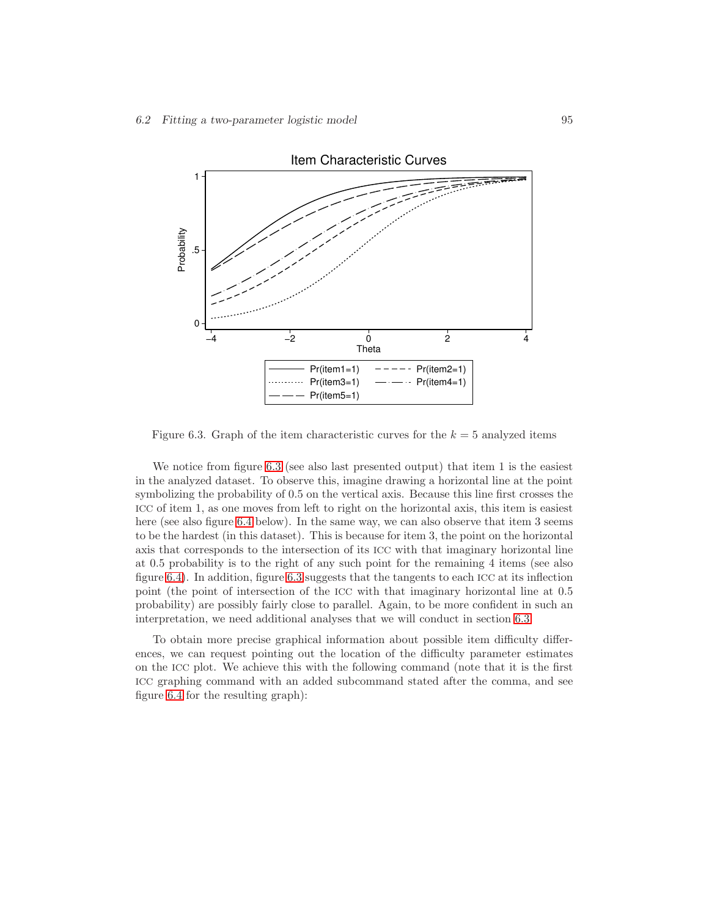Item Characteristic Curves

Probability

1

.5

0

–4

–2

0

2

4

Theta

Pr(item1=1)

Pr(item2=1)

Pr(item3=1)

Pr(item4=1)

Pr(item5=1)

Figure 6.3. Graph of the item characteristic curves for the $k = 5$ analyzed items

We notice from figure 6.3 (see also last presented output) that item 1 is the easiest in the analyzed dataset. To observe this, imagine drawing a horizontal line at the point symbolizing the probability of 0.5 on the vertical axis. Because this line first crosses the ICC of item 1, as one moves from left to right on the horizontal axis, this item is easiest here (see also figure 6.4 below). In the same way, we can also observe that item 3 seems to be the hardest (in this dataset). This is because for item 3, the point on the horizontal axis that corresponds to the intersection of its ICC with that imaginary horizontal line at 0.5 probability is to the right of any such point for the remaining 4 items (see also figure 6.4). In addition, figure 6.3 suggests that the tangents to each ICC at its inflection point (the point of intersection of the ICC with that imaginary horizontal line at 0.5 probability) are possibly fairly close to parallel. Again, to be more confident in such an interpretation, we need additional analyses that we will conduct in section 6.3.

To obtain more precise graphical information about possible item difficulty differences, we can request pointing out the location of the difficulty parameter estimates on the ICC plot. We achieve this with the following command (note that it is the first ICC graphing command with an added subcommand stated after the comma, and see figure 6.4 for the resulting graph):